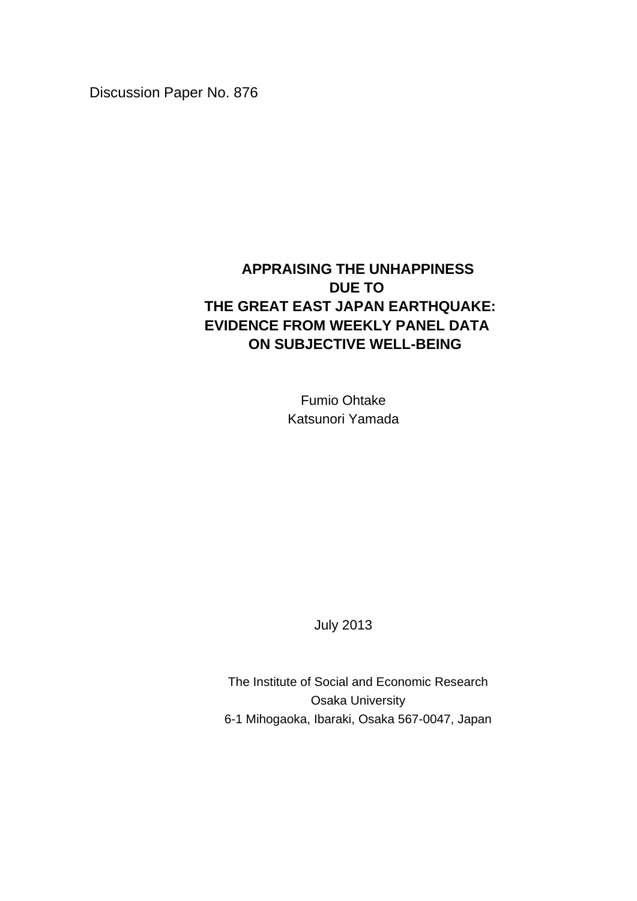Discussion Paper No. 876

# APPRAISING THE UNHAPPINESS DUE TO THE GREAT EAST JAPAN EARTHQUAKE: EVIDENCE FROM WEEKLY PANEL DATA ON SUBJECTIVE WELL-BEING

Fumio Ohtake
Katsunori Yamada

July 2013

The Institute of Social and Economic Research
Osaka University
6-1 Mihogaoka, Ibaraki, Osaka 567-0047, Japan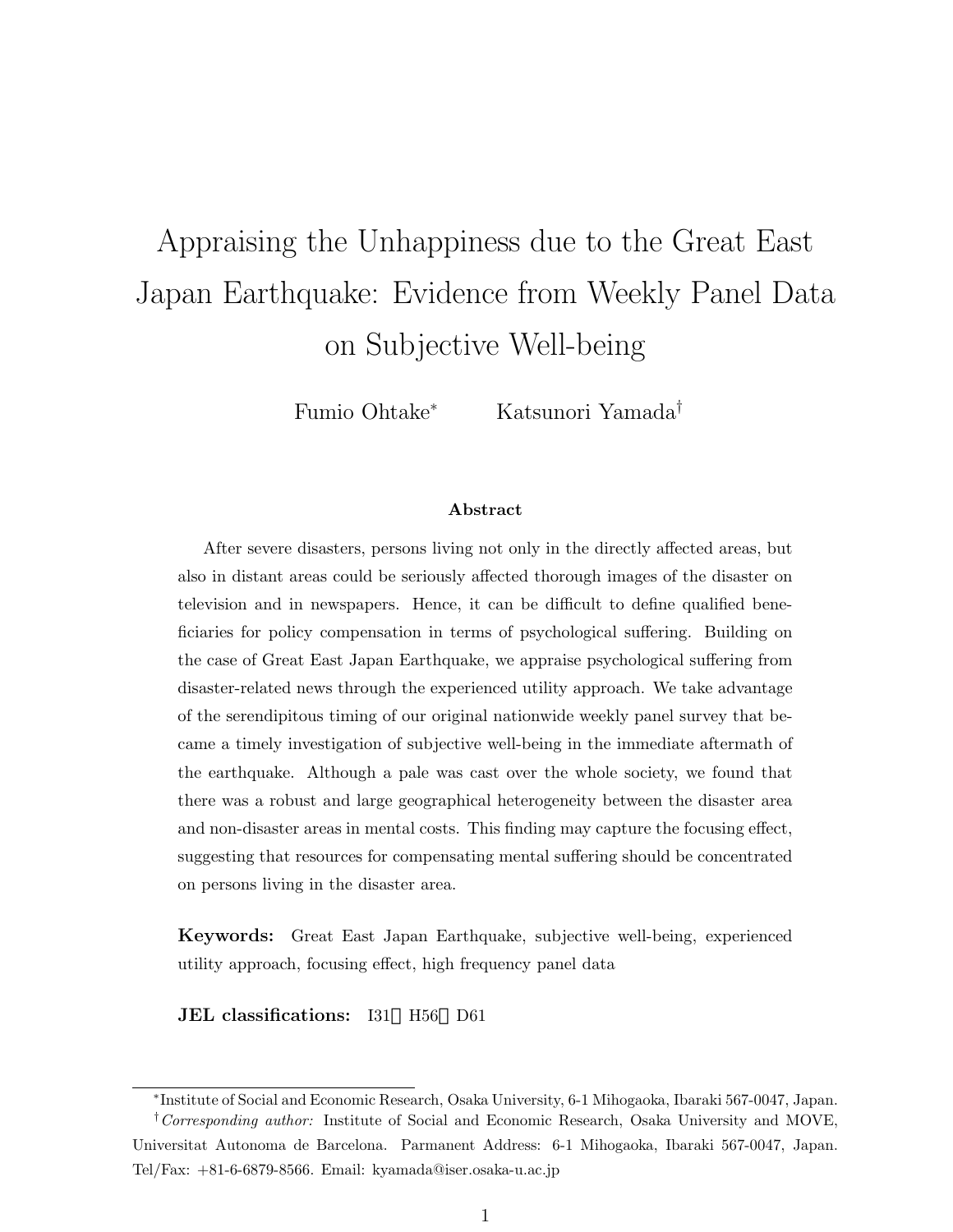# Appraising the Unhappiness due to the Great East Japan Earthquake: Evidence from Weekly Panel Data on Subjective Well-being

Fumio Ohtake[*] Katsunori Yamada[†]

### Abstract

After severe disasters, persons living not only in the directly affected areas, but also in distant areas could be seriously affected thorough images of the disaster on television and in newspapers. Hence, it can be difficult to define qualified beneficiaries for policy compensation in terms of psychological suffering. Building on the case of Great East Japan Earthquake, we appraise psychological suffering from disaster-related news through the experienced utility approach. We take advantage of the serendipitous timing of our original nationwide weekly panel survey that became a timely investigation of subjective well-being in the immediate aftermath of the earthquake. Although a pale was cast over the whole society, we found that there was a robust and large geographical heterogeneity between the disaster area and non-disaster areas in mental costs. This finding may capture the focusing effect, suggesting that resources for compensating mental suffering should be concentrated on persons living in the disaster area.

**Keywords:** Great East Japan Earthquake, subjective well-being, experienced utility approach, focusing effect, high frequency panel data

**JEL classifications:** I31，H56，D61

---

[*] Institute of Social and Economic Research, Osaka University, 6-1 Mihogaoka, Ibaraki 567-0047, Japan.

[†] *Corresponding author:* Institute of Social and Economic Research, Osaka University and MOVE, Universitat Autonoma de Barcelona. Parmanent Address: 6-1 Mihogaoka, Ibaraki 567-0047, Japan. Tel/Fax: +81-6-6879-8566. Email: kyamada@iser.osaka-u.ac.jp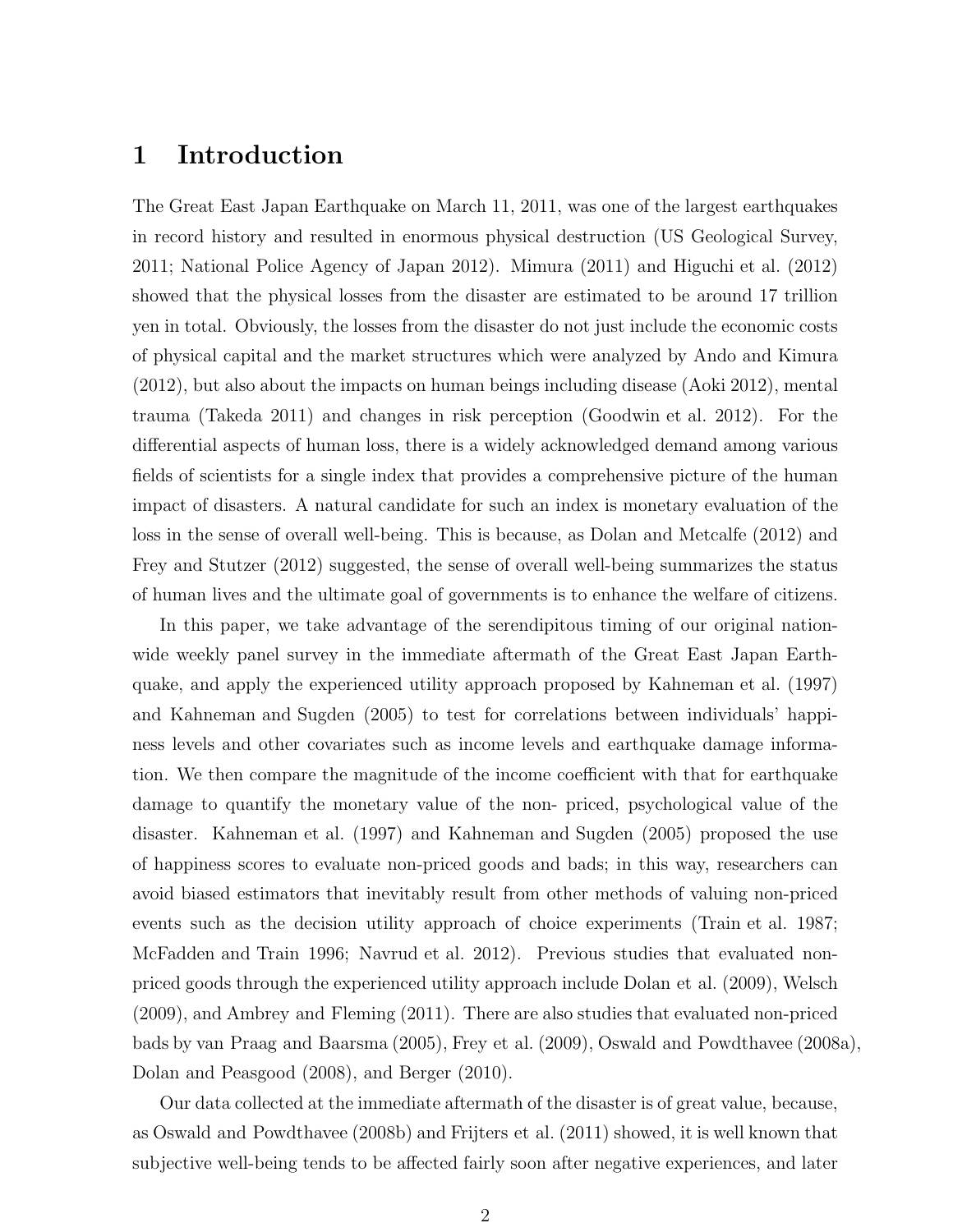# 1 Introduction

The Great East Japan Earthquake on March 11, 2011, was one of the largest earthquakes in record history and resulted in enormous physical destruction (US Geological Survey, 2011; National Police Agency of Japan 2012). Mimura (2011) and Higuchi et al. (2012) showed that the physical losses from the disaster are estimated to be around 17 trillion yen in total. Obviously, the losses from the disaster do not just include the economic costs of physical capital and the market structures which were analyzed by Ando and Kimura (2012), but also about the impacts on human beings including disease (Aoki 2012), mental trauma (Takeda 2011) and changes in risk perception (Goodwin et al. 2012). For the differential aspects of human loss, there is a widely acknowledged demand among various fields of scientists for a single index that provides a comprehensive picture of the human impact of disasters. A natural candidate for such an index is monetary evaluation of the loss in the sense of overall well-being. This is because, as Dolan and Metcalfe (2012) and Frey and Stutzer (2012) suggested, the sense of overall well-being summarizes the status of human lives and the ultimate goal of governments is to enhance the welfare of citizens.

In this paper, we take advantage of the serendipitous timing of our original nationwide weekly panel survey in the immediate aftermath of the Great East Japan Earthquake, and apply the experienced utility approach proposed by Kahneman et al. (1997) and Kahneman and Sugden (2005) to test for correlations between individuals' happiness levels and other covariates such as income levels and earthquake damage information. We then compare the magnitude of the income coefficient with that for earthquake damage to quantify the monetary value of the non- priced, psychological value of the disaster. Kahneman et al. (1997) and Kahneman and Sugden (2005) proposed the use of happiness scores to evaluate non-priced goods and bads; in this way, researchers can avoid biased estimators that inevitably result from other methods of valuing non-priced events such as the decision utility approach of choice experiments (Train et al. 1987; McFadden and Train 1996; Navrud et al. 2012). Previous studies that evaluated non-priced goods through the experienced utility approach include Dolan et al. (2009), Welsch (2009), and Ambrey and Fleming (2011). There are also studies that evaluated non-priced bads by van Praag and Baarsma (2005), Frey et al. (2009), Oswald and Powdthavee (2008a), Dolan and Peasgood (2008), and Berger (2010).

Our data collected at the immediate aftermath of the disaster is of great value, because, as Oswald and Powdthavee (2008b) and Frijters et al. (2011) showed, it is well known that subjective well-being tends to be affected fairly soon after negative experiences, and later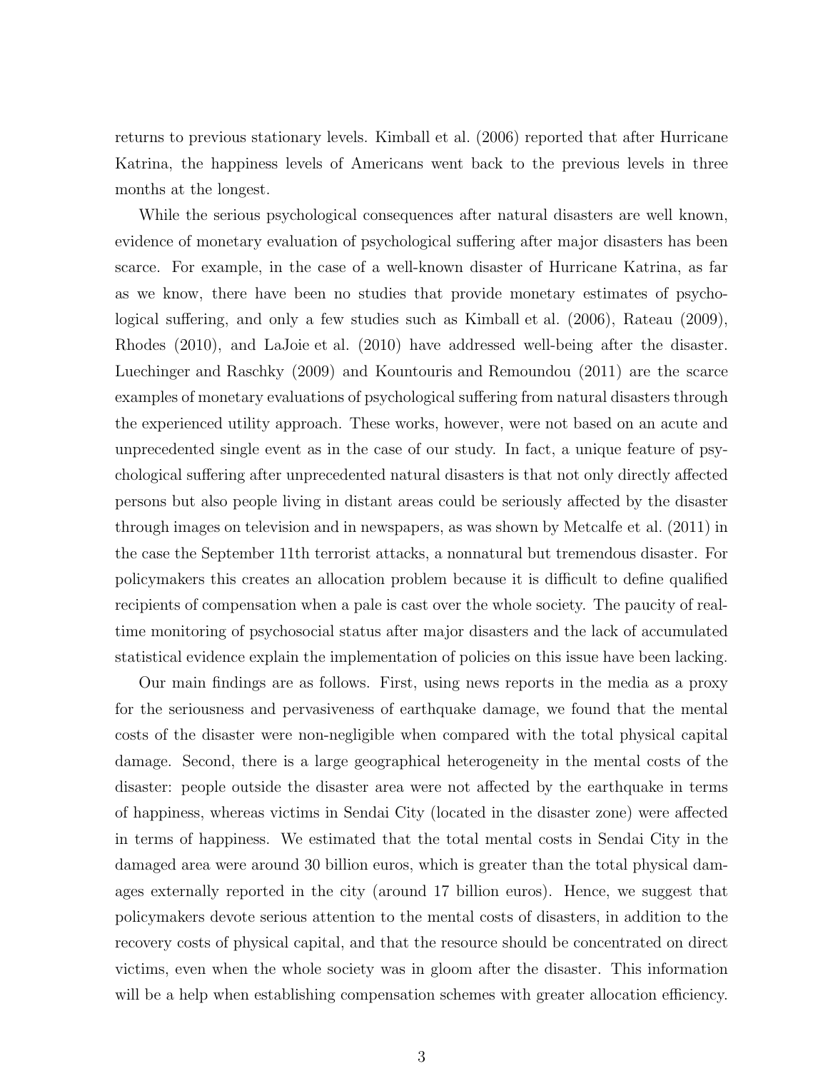returns to previous stationary levels. Kimball et al. (2006) reported that after Hurricane Katrina, the happiness levels of Americans went back to the previous levels in three months at the longest.

While the serious psychological consequences after natural disasters are well known, evidence of monetary evaluation of psychological suffering after major disasters has been scarce. For example, in the case of a well-known disaster of Hurricane Katrina, as far as we know, there have been no studies that provide monetary estimates of psychological suffering, and only a few studies such as Kimball et al. (2006), Rateau (2009), Rhodes (2010), and LaJoie et al. (2010) have addressed well-being after the disaster. Luechinger and Raschky (2009) and Kountouris and Remoundou (2011) are the scarce examples of monetary evaluations of psychological suffering from natural disasters through the experienced utility approach. These works, however, were not based on an acute and unprecedented single event as in the case of our study. In fact, a unique feature of psychological suffering after unprecedented natural disasters is that not only directly affected persons but also people living in distant areas could be seriously affected by the disaster through images on television and in newspapers, as was shown by Metcalfe et al. (2011) in the case the September 11th terrorist attacks, a nonnatural but tremendous disaster. For policymakers this creates an allocation problem because it is difficult to define qualified recipients of compensation when a pale is cast over the whole society. The paucity of real-time monitoring of psychosocial status after major disasters and the lack of accumulated statistical evidence explain the implementation of policies on this issue have been lacking.

Our main findings are as follows. First, using news reports in the media as a proxy for the seriousness and pervasiveness of earthquake damage, we found that the mental costs of the disaster were non-negligible when compared with the total physical capital damage. Second, there is a large geographical heterogeneity in the mental costs of the disaster: people outside the disaster area were not affected by the earthquake in terms of happiness, whereas victims in Sendai City (located in the disaster zone) were affected in terms of happiness. We estimated that the total mental costs in Sendai City in the damaged area were around 30 billion euros, which is greater than the total physical damages externally reported in the city (around 17 billion euros). Hence, we suggest that policymakers devote serious attention to the mental costs of disasters, in addition to the recovery costs of physical capital, and that the resource should be concentrated on direct victims, even when the whole society was in gloom after the disaster. This information will be a help when establishing compensation schemes with greater allocation efficiency.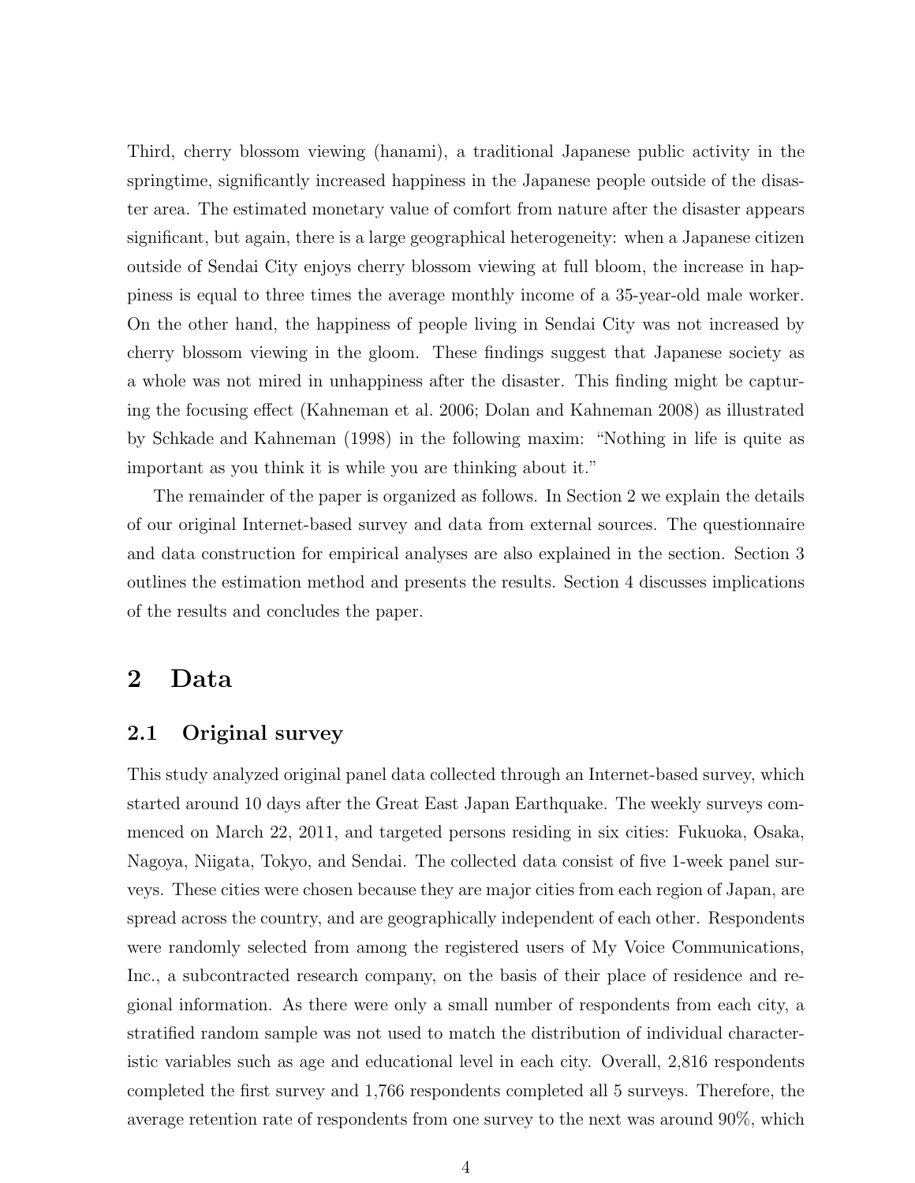Third, cherry blossom viewing (hanami), a traditional Japanese public activity in the springtime, significantly increased happiness in the Japanese people outside of the disaster area. The estimated monetary value of comfort from nature after the disaster appears significant, but again, there is a large geographical heterogeneity: when a Japanese citizen outside of Sendai City enjoys cherry blossom viewing at full bloom, the increase in happiness is equal to three times the average monthly income of a 35-year-old male worker. On the other hand, the happiness of people living in Sendai City was not increased by cherry blossom viewing in the gloom. These findings suggest that Japanese society as a whole was not mired in unhappiness after the disaster. This finding might be capturing the focusing effect (Kahneman et al. 2006; Dolan and Kahneman 2008) as illustrated by Schkade and Kahneman (1998) in the following maxim: "Nothing in life is quite as important as you think it is while you are thinking about it."

The remainder of the paper is organized as follows. In Section 2 we explain the details of our original Internet-based survey and data from external sources. The questionnaire and data construction for empirical analyses are also explained in the section. Section 3 outlines the estimation method and presents the results. Section 4 discusses implications of the results and concludes the paper.

# 2 Data

## 2.1 Original survey

This study analyzed original panel data collected through an Internet-based survey, which started around 10 days after the Great East Japan Earthquake. The weekly surveys commenced on March 22, 2011, and targeted persons residing in six cities: Fukuoka, Osaka, Nagoya, Niigata, Tokyo, and Sendai. The collected data consist of five 1-week panel surveys. These cities were chosen because they are major cities from each region of Japan, are spread across the country, and are geographically independent of each other. Respondents were randomly selected from among the registered users of My Voice Communications, Inc., a subcontracted research company, on the basis of their place of residence and regional information. As there were only a small number of respondents from each city, a stratified random sample was not used to match the distribution of individual characteristic variables such as age and educational level in each city. Overall, 2,816 respondents completed the first survey and 1,766 respondents completed all 5 surveys. Therefore, the average retention rate of respondents from one survey to the next was around 90%, which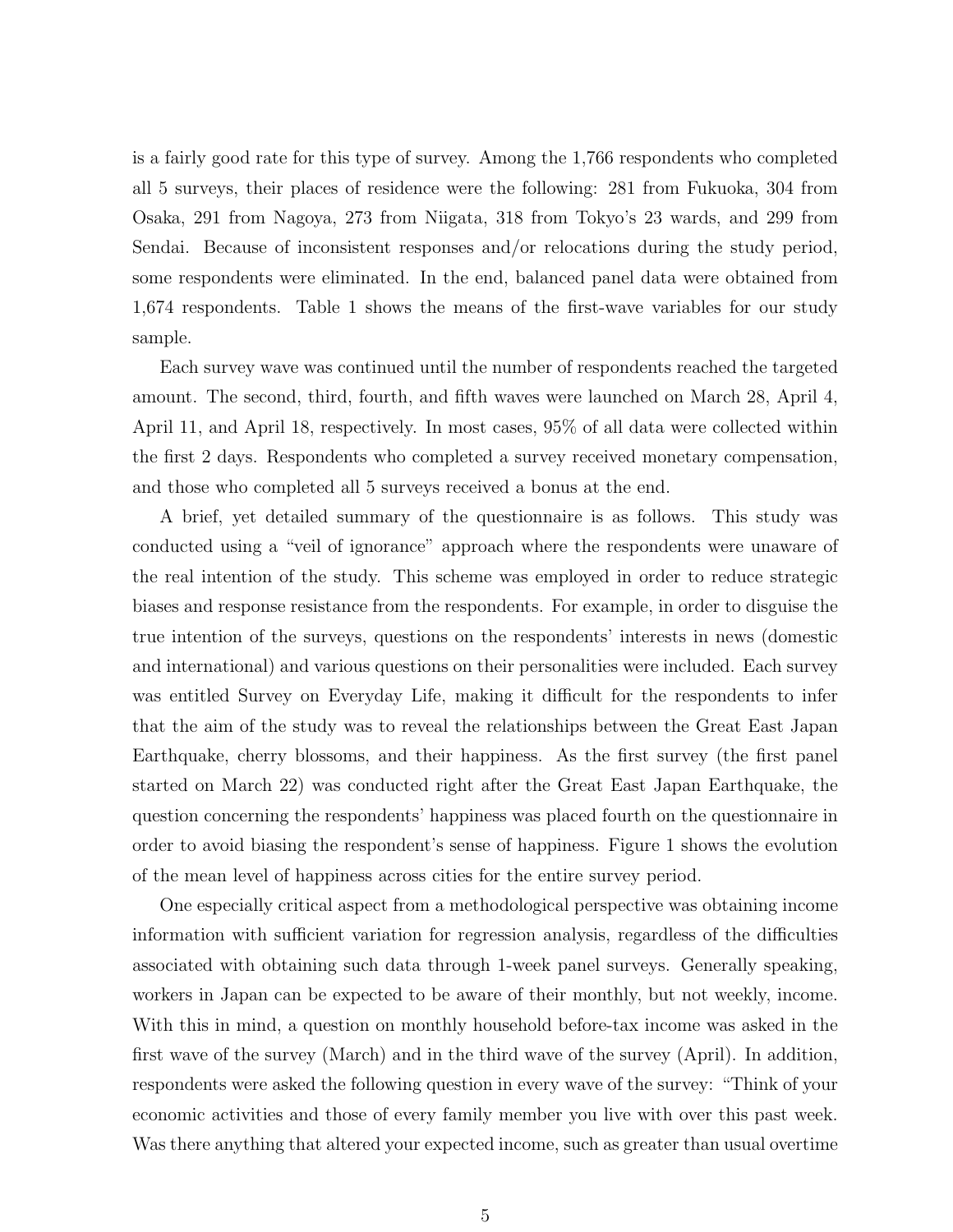is a fairly good rate for this type of survey. Among the 1,766 respondents who completed all 5 surveys, their places of residence were the following: 281 from Fukuoka, 304 from Osaka, 291 from Nagoya, 273 from Niigata, 318 from Tokyo's 23 wards, and 299 from Sendai. Because of inconsistent responses and/or relocations during the study period, some respondents were eliminated. In the end, balanced panel data were obtained from 1,674 respondents. Table 1 shows the means of the first-wave variables for our study sample.

Each survey wave was continued until the number of respondents reached the targeted amount. The second, third, fourth, and fifth waves were launched on March 28, April 4, April 11, and April 18, respectively. In most cases, 95% of all data were collected within the first 2 days. Respondents who completed a survey received monetary compensation, and those who completed all 5 surveys received a bonus at the end.

A brief, yet detailed summary of the questionnaire is as follows. This study was conducted using a "veil of ignorance" approach where the respondents were unaware of the real intention of the study. This scheme was employed in order to reduce strategic biases and response resistance from the respondents. For example, in order to disguise the true intention of the surveys, questions on the respondents' interests in news (domestic and international) and various questions on their personalities were included. Each survey was entitled Survey on Everyday Life, making it difficult for the respondents to infer that the aim of the study was to reveal the relationships between the Great East Japan Earthquake, cherry blossoms, and their happiness. As the first survey (the first panel started on March 22) was conducted right after the Great East Japan Earthquake, the question concerning the respondents' happiness was placed fourth on the questionnaire in order to avoid biasing the respondent's sense of happiness. Figure 1 shows the evolution of the mean level of happiness across cities for the entire survey period.

One especially critical aspect from a methodological perspective was obtaining income information with sufficient variation for regression analysis, regardless of the difficulties associated with obtaining such data through 1-week panel surveys. Generally speaking, workers in Japan can be expected to be aware of their monthly, but not weekly, income. With this in mind, a question on monthly household before-tax income was asked in the first wave of the survey (March) and in the third wave of the survey (April). In addition, respondents were asked the following question in every wave of the survey: "Think of your economic activities and those of every family member you live with over this past week. Was there anything that altered your expected income, such as greater than usual overtime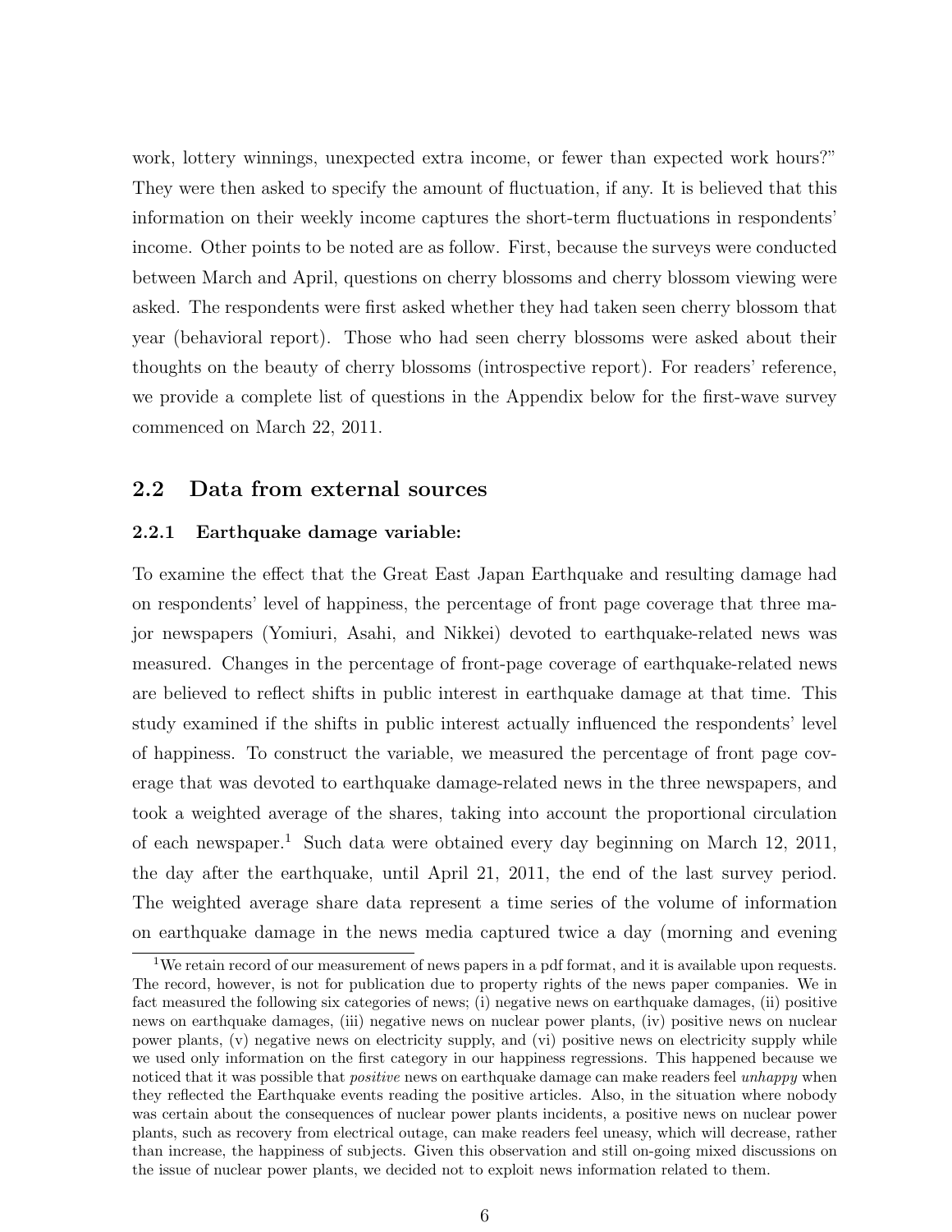work, lottery winnings, unexpected extra income, or fewer than expected work hours?" They were then asked to specify the amount of fluctuation, if any. It is believed that this information on their weekly income captures the short-term fluctuations in respondents' income. Other points to be noted are as follow. First, because the surveys were conducted between March and April, questions on cherry blossoms and cherry blossom viewing were asked. The respondents were first asked whether they had taken seen cherry blossom that year (behavioral report). Those who had seen cherry blossoms were asked about their thoughts on the beauty of cherry blossoms (introspective report). For readers' reference, we provide a complete list of questions in the Appendix below for the first-wave survey commenced on March 22, 2011.

## 2.2 Data from external sources

### 2.2.1 Earthquake damage variable:

To examine the effect that the Great East Japan Earthquake and resulting damage had on respondents' level of happiness, the percentage of front page coverage that three major newspapers (Yomiuri, Asahi, and Nikkei) devoted to earthquake-related news was measured. Changes in the percentage of front-page coverage of earthquake-related news are believed to reflect shifts in public interest in earthquake damage at that time. This study examined if the shifts in public interest actually influenced the respondents' level of happiness. To construct the variable, we measured the percentage of front page coverage that was devoted to earthquake damage-related news in the three newspapers, and took a weighted average of the shares, taking into account the proportional circulation of each newspaper.[1] Such data were obtained every day beginning on March 12, 2011, the day after the earthquake, until April 21, 2011, the end of the last survey period. The weighted average share data represent a time series of the volume of information on earthquake damage in the news media captured twice a day (morning and evening

[1] We retain record of our measurement of news papers in a pdf format, and it is available upon requests. The record, however, is not for publication due to property rights of the news paper companies. We in fact measured the following six categories of news; (i) negative news on earthquake damages, (ii) positive news on earthquake damages, (iii) negative news on nuclear power plants, (iv) positive news on nuclear power plants, (v) negative news on electricity supply, and (vi) positive news on electricity supply while we used only information on the first category in our happiness regressions. This happened because we noticed that it was possible that *positive* news on earthquake damage can make readers feel *unhappy* when they reflected the Earthquake events reading the positive articles. Also, in the situation where nobody was certain about the consequences of nuclear power plants incidents, a positive news on nuclear power plants, such as recovery from electrical outage, can make readers feel uneasy, which will decrease, rather than increase, the happiness of subjects. Given this observation and still on-going mixed discussions on the issue of nuclear power plants, we decided not to exploit news information related to them.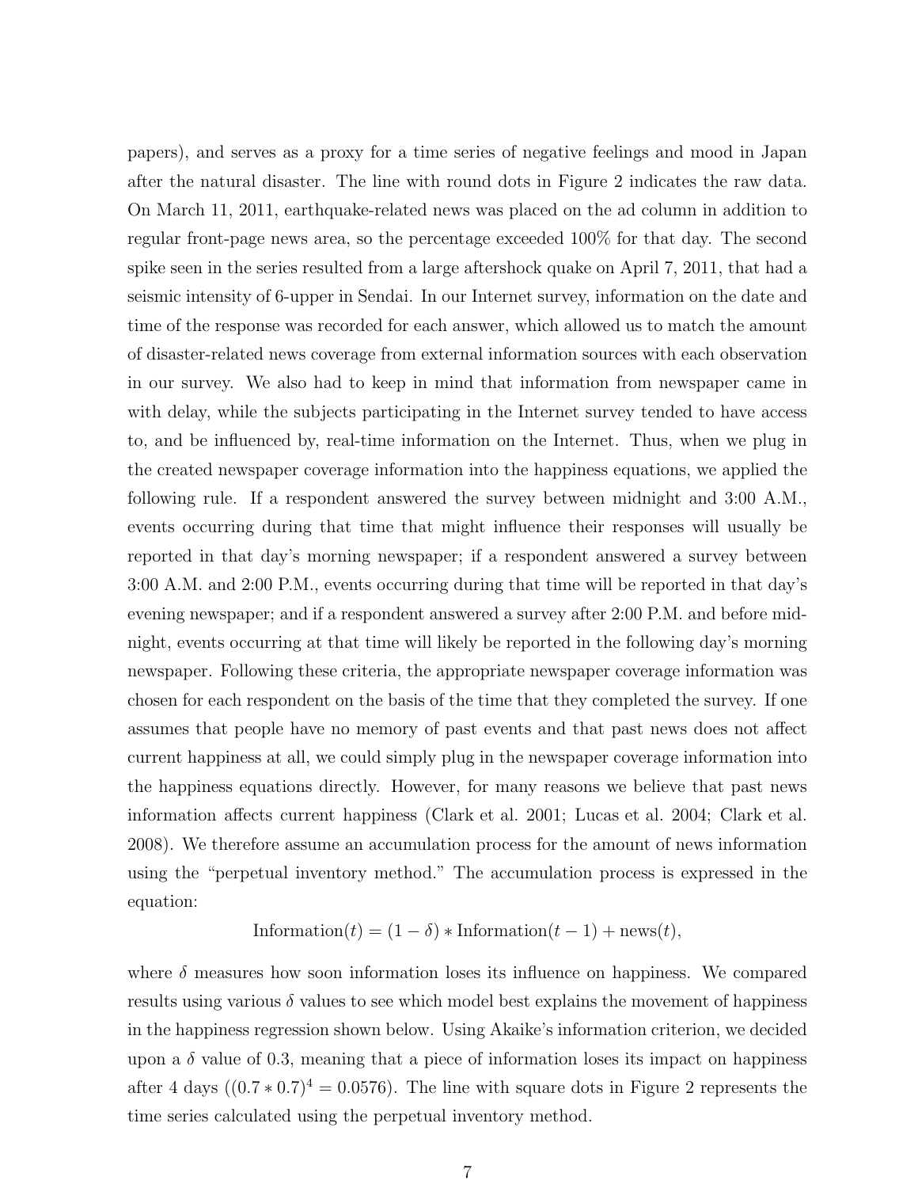papers), and serves as a proxy for a time series of negative feelings and mood in Japan after the natural disaster. The line with round dots in Figure 2 indicates the raw data. On March 11, 2011, earthquake-related news was placed on the ad column in addition to regular front-page news area, so the percentage exceeded 100% for that day. The second spike seen in the series resulted from a large aftershock quake on April 7, 2011, that had a seismic intensity of 6-upper in Sendai. In our Internet survey, information on the date and time of the response was recorded for each answer, which allowed us to match the amount of disaster-related news coverage from external information sources with each observation in our survey. We also had to keep in mind that information from newspaper came in with delay, while the subjects participating in the Internet survey tended to have access to, and be influenced by, real-time information on the Internet. Thus, when we plug in the created newspaper coverage information into the happiness equations, we applied the following rule. If a respondent answered the survey between midnight and 3:00 A.M., events occurring during that time that might influence their responses will usually be reported in that day's morning newspaper; if a respondent answered a survey between 3:00 A.M. and 2:00 P.M., events occurring during that time will be reported in that day's evening newspaper; and if a respondent answered a survey after 2:00 P.M. and before midnight, events occurring at that time will likely be reported in the following day's morning newspaper. Following these criteria, the appropriate newspaper coverage information was chosen for each respondent on the basis of the time that they completed the survey. If one assumes that people have no memory of past events and that past news does not affect current happiness at all, we could simply plug in the newspaper coverage information into the happiness equations directly. However, for many reasons we believe that past news information affects current happiness (Clark et al. 2001; Lucas et al. 2004; Clark et al. 2008). We therefore assume an accumulation process for the amount of news information using the "perpetual inventory method." The accumulation process is expressed in the equation:

$$\text{Information}(t) = (1 - \delta) * \text{Information}(t - 1) + \text{news}(t),$$

where $\delta$ measures how soon information loses its influence on happiness. We compared results using various $\delta$ values to see which model best explains the movement of happiness in the happiness regression shown below. Using Akaike's information criterion, we decided upon a $\delta$ value of 0.3, meaning that a piece of information loses its impact on happiness after 4 days ($(0.7 * 0.7)^4 = 0.0576$). The line with square dots in Figure 2 represents the time series calculated using the perpetual inventory method.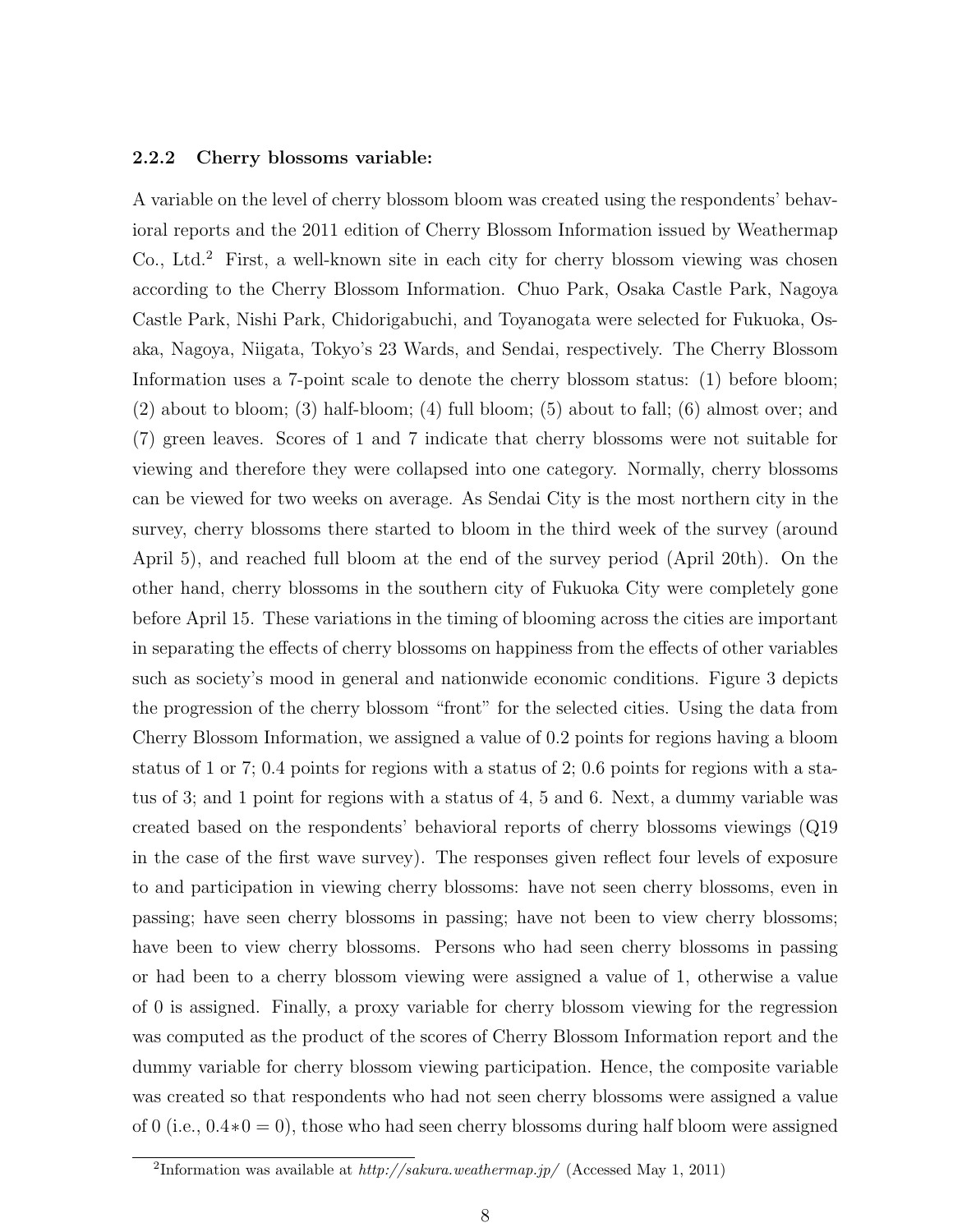### 2.2.2 Cherry blossoms variable:

A variable on the level of cherry blossom bloom was created using the respondents' behavioral reports and the 2011 edition of Cherry Blossom Information issued by Weathermap Co., Ltd.[2] First, a well-known site in each city for cherry blossom viewing was chosen according to the Cherry Blossom Information. Chuo Park, Osaka Castle Park, Nagoya Castle Park, Nishi Park, Chidorigabuchi, and Toyanogata were selected for Fukuoka, Osaka, Nagoya, Niigata, Tokyo's 23 Wards, and Sendai, respectively. The Cherry Blossom Information uses a 7-point scale to denote the cherry blossom status: (1) before bloom; (2) about to bloom; (3) half-bloom; (4) full bloom; (5) about to fall; (6) almost over; and (7) green leaves. Scores of 1 and 7 indicate that cherry blossoms were not suitable for viewing and therefore they were collapsed into one category. Normally, cherry blossoms can be viewed for two weeks on average. As Sendai City is the most northern city in the survey, cherry blossoms there started to bloom in the third week of the survey (around April 5), and reached full bloom at the end of the survey period (April 20th). On the other hand, cherry blossoms in the southern city of Fukuoka City were completely gone before April 15. These variations in the timing of blooming across the cities are important in separating the effects of cherry blossoms on happiness from the effects of other variables such as society's mood in general and nationwide economic conditions. Figure 3 depicts the progression of the cherry blossom "front" for the selected cities. Using the data from Cherry Blossom Information, we assigned a value of 0.2 points for regions having a bloom status of 1 or 7; 0.4 points for regions with a status of 2; 0.6 points for regions with a status of 3; and 1 point for regions with a status of 4, 5 and 6. Next, a dummy variable was created based on the respondents' behavioral reports of cherry blossoms viewings (Q19 in the case of the first wave survey). The responses given reflect four levels of exposure to and participation in viewing cherry blossoms: have not seen cherry blossoms, even in passing; have seen cherry blossoms in passing; have not been to view cherry blossoms; have been to view cherry blossoms. Persons who had seen cherry blossoms in passing or had been to a cherry blossom viewing were assigned a value of 1, otherwise a value of 0 is assigned. Finally, a proxy variable for cherry blossom viewing for the regression was computed as the product of the scores of Cherry Blossom Information report and the dummy variable for cherry blossom viewing participation. Hence, the composite variable was created so that respondents who had not seen cherry blossoms were assigned a value of 0 (i.e., $0.4*0 = 0$), those who had seen cherry blossoms during half bloom were assigned

[2] Information was available at *http://sakura.weathermap.jp/* (Accessed May 1, 2011)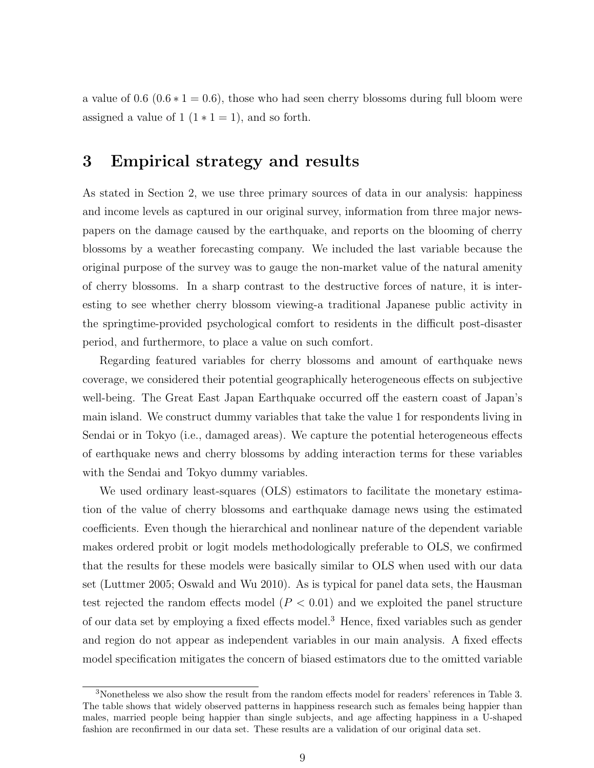a value of 0.6 ($0.6 * 1 = 0.6$), those who had seen cherry blossoms during full bloom were assigned a value of 1 ($1 * 1 = 1$), and so forth.

# 3 Empirical strategy and results

As stated in Section 2, we use three primary sources of data in our analysis: happiness and income levels as captured in our original survey, information from three major newspapers on the damage caused by the earthquake, and reports on the blooming of cherry blossoms by a weather forecasting company. We included the last variable because the original purpose of the survey was to gauge the non-market value of the natural amenity of cherry blossoms. In a sharp contrast to the destructive forces of nature, it is interesting to see whether cherry blossom viewing-a traditional Japanese public activity in the springtime-provided psychological comfort to residents in the difficult post-disaster period, and furthermore, to place a value on such comfort.

Regarding featured variables for cherry blossoms and amount of earthquake news coverage, we considered their potential geographically heterogeneous effects on subjective well-being. The Great East Japan Earthquake occurred off the eastern coast of Japan's main island. We construct dummy variables that take the value 1 for respondents living in Sendai or in Tokyo (i.e., damaged areas). We capture the potential heterogeneous effects of earthquake news and cherry blossoms by adding interaction terms for these variables with the Sendai and Tokyo dummy variables.

We used ordinary least-squares (OLS) estimators to facilitate the monetary estimation of the value of cherry blossoms and earthquake damage news using the estimated coefficients. Even though the hierarchical and nonlinear nature of the dependent variable makes ordered probit or logit models methodologically preferable to OLS, we confirmed that the results for these models were basically similar to OLS when used with our data set (Luttmer 2005; Oswald and Wu 2010). As is typical for panel data sets, the Hausman test rejected the random effects model ($P < 0.01$) and we exploited the panel structure of our data set by employing a fixed effects model.[3] Hence, fixed variables such as gender and region do not appear as independent variables in our main analysis. A fixed effects model specification mitigates the concern of biased estimators due to the omitted variable

[3] Nonetheless we also show the result from the random effects model for readers' references in Table 3. The table shows that widely observed patterns in happiness research such as females being happier than males, married people being happier than single subjects, and age affecting happiness in a U-shaped fashion are reconfirmed in our data set. These results are a validation of our original data set.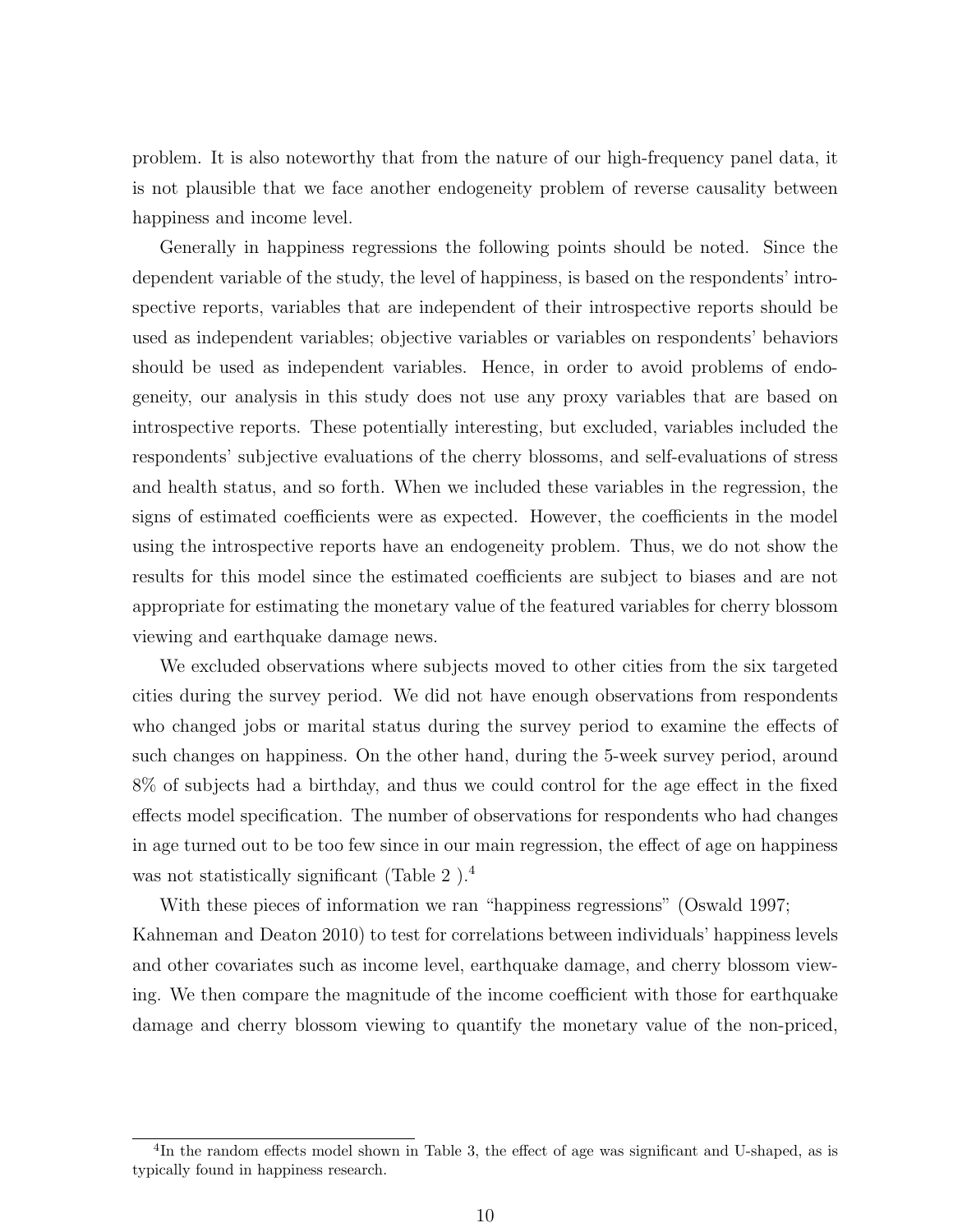problem. It is also noteworthy that from the nature of our high-frequency panel data, it is not plausible that we face another endogeneity problem of reverse causality between happiness and income level.

Generally in happiness regressions the following points should be noted. Since the dependent variable of the study, the level of happiness, is based on the respondents' introspective reports, variables that are independent of their introspective reports should be used as independent variables; objective variables or variables on respondents' behaviors should be used as independent variables. Hence, in order to avoid problems of endogeneity, our analysis in this study does not use any proxy variables that are based on introspective reports. These potentially interesting, but excluded, variables included the respondents' subjective evaluations of the cherry blossoms, and self-evaluations of stress and health status, and so forth. When we included these variables in the regression, the signs of estimated coefficients were as expected. However, the coefficients in the model using the introspective reports have an endogeneity problem. Thus, we do not show the results for this model since the estimated coefficients are subject to biases and are not appropriate for estimating the monetary value of the featured variables for cherry blossom viewing and earthquake damage news.

We excluded observations where subjects moved to other cities from the six targeted cities during the survey period. We did not have enough observations from respondents who changed jobs or marital status during the survey period to examine the effects of such changes on happiness. On the other hand, during the 5-week survey period, around 8% of subjects had a birthday, and thus we could control for the age effect in the fixed effects model specification. The number of observations for respondents who had changes in age turned out to be too few since in our main regression, the effect of age on happiness was not statistically significant (Table 2 ).[4]

With these pieces of information we ran "happiness regressions" (Oswald 1997; Kahneman and Deaton 2010) to test for correlations between individuals' happiness levels and other covariates such as income level, earthquake damage, and cherry blossom viewing. We then compare the magnitude of the income coefficient with those for earthquake damage and cherry blossom viewing to quantify the monetary value of the non-priced,

[4] In the random effects model shown in Table 3, the effect of age was significant and U-shaped, as is typically found in happiness research.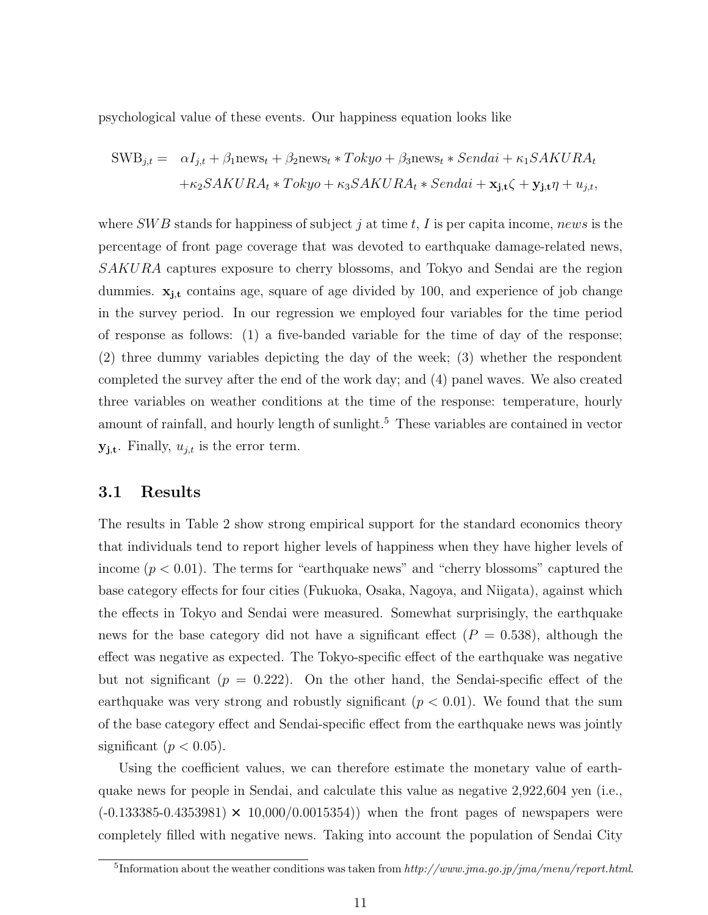psychological value of these events. Our happiness equation looks like

$$\begin{aligned}\text{SWB}_{j,t} = \quad & \alpha I_{j,t} + \beta_1 \text{news}_t + \beta_2 \text{news}_t * Tokyo + \beta_3 \text{news}_t * Sendai + \kappa_1 SAKURA_t \\ & + \kappa_2 SAKURA_t * Tokyo + \kappa_3 SAKURA_t * Sendai + \mathbf{x_{j,t}} \zeta + \mathbf{y_{j,t}} \eta + u_{j,t},\end{aligned}$$

where $SWB$ stands for happiness of subject $j$ at time $t$, $I$ is per capita income, *news* is the percentage of front page coverage that was devoted to earthquake damage-related news, $SAKURA$ captures exposure to cherry blossoms, and Tokyo and Sendai are the region dummies. $\mathbf{x_{j,t}}$ contains age, square of age divided by 100, and experience of job change in the survey period. In our regression we employed four variables for the time period of response as follows: (1) a five-banded variable for the time of day of the response; (2) three dummy variables depicting the day of the week; (3) whether the respondent completed the survey after the end of the work day; and (4) panel waves. We also created three variables on weather conditions at the time of the response: temperature, hourly amount of rainfall, and hourly length of sunlight.[5] These variables are contained in vector $\mathbf{y_{j,t}}$. Finally, $u_{j,t}$ is the error term.

### 3.1 Results

The results in Table 2 show strong empirical support for the standard economics theory that individuals tend to report higher levels of happiness when they have higher levels of income ($p < 0.01$). The terms for "earthquake news" and "cherry blossoms" captured the base category effects for four cities (Fukuoka, Osaka, Nagoya, and Niigata), against which the effects in Tokyo and Sendai were measured. Somewhat surprisingly, the earthquake news for the base category did not have a significant effect ($P = 0.538$), although the effect was negative as expected. The Tokyo-specific effect of the earthquake was negative but not significant ($p = 0.222$). On the other hand, the Sendai-specific effect of the earthquake was very strong and robustly significant ($p < 0.01$). We found that the sum of the base category effect and Sendai-specific effect from the earthquake news was jointly significant ($p < 0.05$).

Using the coefficient values, we can therefore estimate the monetary value of earthquake news for people in Sendai, and calculate this value as negative 2,922,604 yen (i.e., $(-0.133385-0.4353981) \times 10{,}000/0.0015354)$) when the front pages of newspapers were completely filled with negative news. Taking into account the population of Sendai City

[5] Information about the weather conditions was taken from *http://www.jma.go.jp/jma/menu/report.html*.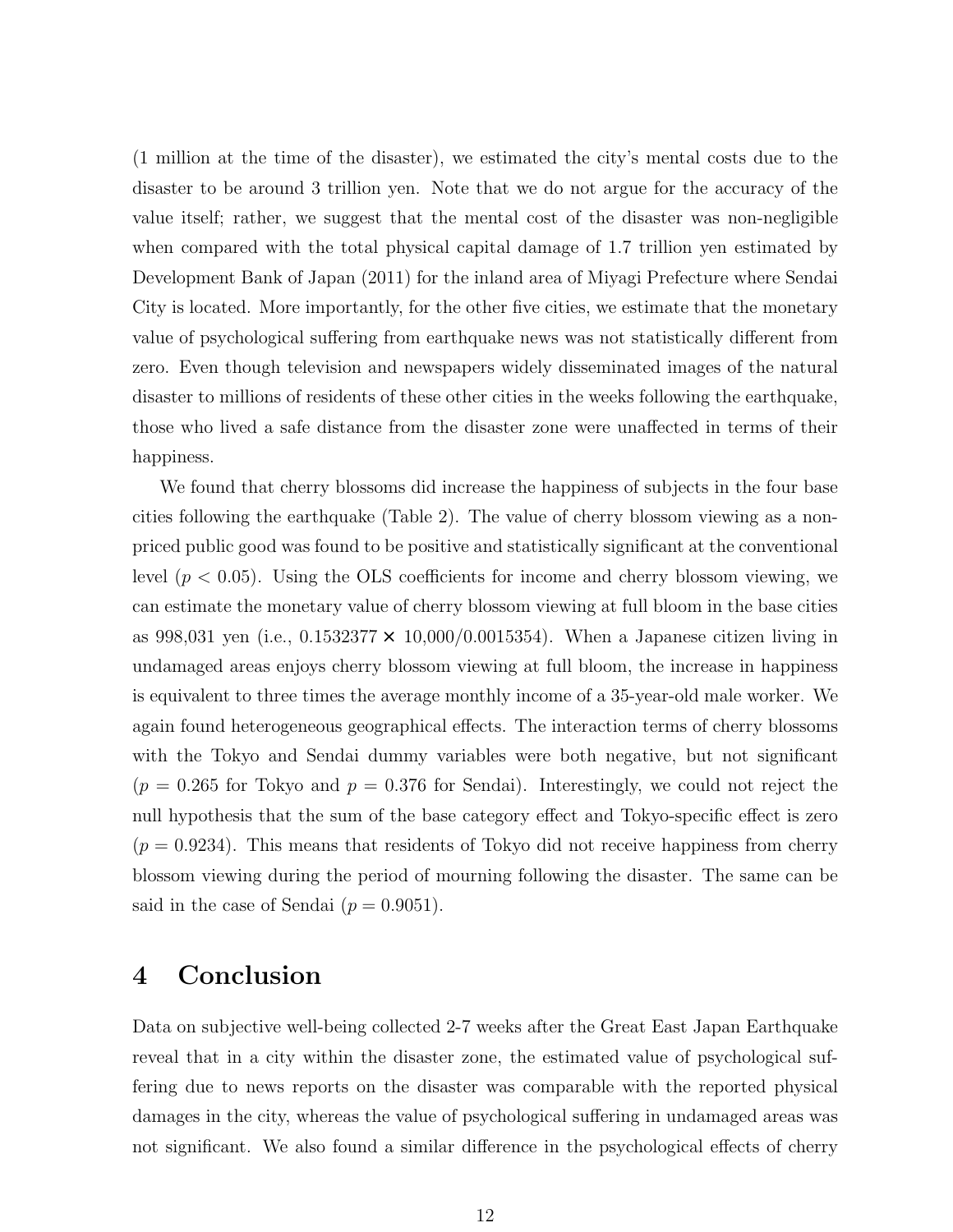(1 million at the time of the disaster), we estimated the city's mental costs due to the disaster to be around 3 trillion yen. Note that we do not argue for the accuracy of the value itself; rather, we suggest that the mental cost of the disaster was non-negligible when compared with the total physical capital damage of 1.7 trillion yen estimated by Development Bank of Japan (2011) for the inland area of Miyagi Prefecture where Sendai City is located. More importantly, for the other five cities, we estimate that the monetary value of psychological suffering from earthquake news was not statistically different from zero. Even though television and newspapers widely disseminated images of the natural disaster to millions of residents of these other cities in the weeks following the earthquake, those who lived a safe distance from the disaster zone were unaffected in terms of their happiness.

We found that cherry blossoms did increase the happiness of subjects in the four base cities following the earthquake (Table 2). The value of cherry blossom viewing as a non-priced public good was found to be positive and statistically significant at the conventional level ($p < 0.05$). Using the OLS coefficients for income and cherry blossom viewing, we can estimate the monetary value of cherry blossom viewing at full bloom in the base cities as 998,031 yen (i.e., $0.1532377 \times 10{,}000/0.0015354$). When a Japanese citizen living in undamaged areas enjoys cherry blossom viewing at full bloom, the increase in happiness is equivalent to three times the average monthly income of a 35-year-old male worker. We again found heterogeneous geographical effects. The interaction terms of cherry blossoms with the Tokyo and Sendai dummy variables were both negative, but not significant ($p = 0.265$ for Tokyo and $p = 0.376$ for Sendai). Interestingly, we could not reject the null hypothesis that the sum of the base category effect and Tokyo-specific effect is zero ($p = 0.9234$). This means that residents of Tokyo did not receive happiness from cherry blossom viewing during the period of mourning following the disaster. The same can be said in the case of Sendai ($p = 0.9051$).

# 4 Conclusion

Data on subjective well-being collected 2-7 weeks after the Great East Japan Earthquake reveal that in a city within the disaster zone, the estimated value of psychological suffering due to news reports on the disaster was comparable with the reported physical damages in the city, whereas the value of psychological suffering in undamaged areas was not significant. We also found a similar difference in the psychological effects of cherry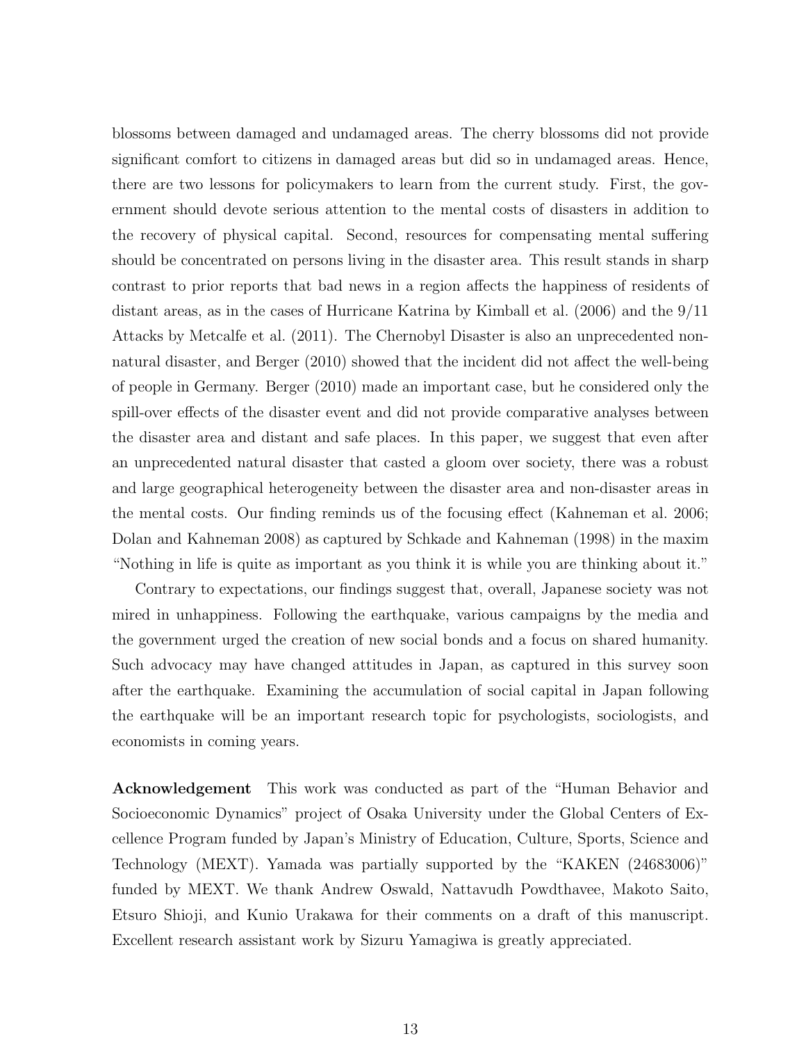blossoms between damaged and undamaged areas. The cherry blossoms did not provide significant comfort to citizens in damaged areas but did so in undamaged areas. Hence, there are two lessons for policymakers to learn from the current study. First, the government should devote serious attention to the mental costs of disasters in addition to the recovery of physical capital. Second, resources for compensating mental suffering should be concentrated on persons living in the disaster area. This result stands in sharp contrast to prior reports that bad news in a region affects the happiness of residents of distant areas, as in the cases of Hurricane Katrina by Kimball et al. (2006) and the 9/11 Attacks by Metcalfe et al. (2011). The Chernobyl Disaster is also an unprecedented non-natural disaster, and Berger (2010) showed that the incident did not affect the well-being of people in Germany. Berger (2010) made an important case, but he considered only the spill-over effects of the disaster event and did not provide comparative analyses between the disaster area and distant and safe places. In this paper, we suggest that even after an unprecedented natural disaster that casted a gloom over society, there was a robust and large geographical heterogeneity between the disaster area and non-disaster areas in the mental costs. Our finding reminds us of the focusing effect (Kahneman et al. 2006; Dolan and Kahneman 2008) as captured by Schkade and Kahneman (1998) in the maxim "Nothing in life is quite as important as you think it is while you are thinking about it."

Contrary to expectations, our findings suggest that, overall, Japanese society was not mired in unhappiness. Following the earthquake, various campaigns by the media and the government urged the creation of new social bonds and a focus on shared humanity. Such advocacy may have changed attitudes in Japan, as captured in this survey soon after the earthquake. Examining the accumulation of social capital in Japan following the earthquake will be an important research topic for psychologists, sociologists, and economists in coming years.

**Acknowledgement** This work was conducted as part of the "Human Behavior and Socioeconomic Dynamics" project of Osaka University under the Global Centers of Excellence Program funded by Japan's Ministry of Education, Culture, Sports, Science and Technology (MEXT). Yamada was partially supported by the "KAKEN (24683006)" funded by MEXT. We thank Andrew Oswald, Nattavudh Powdthavee, Makoto Saito, Etsuro Shioji, and Kunio Urakawa for their comments on a draft of this manuscript. Excellent research assistant work by Sizuru Yamagiwa is greatly appreciated.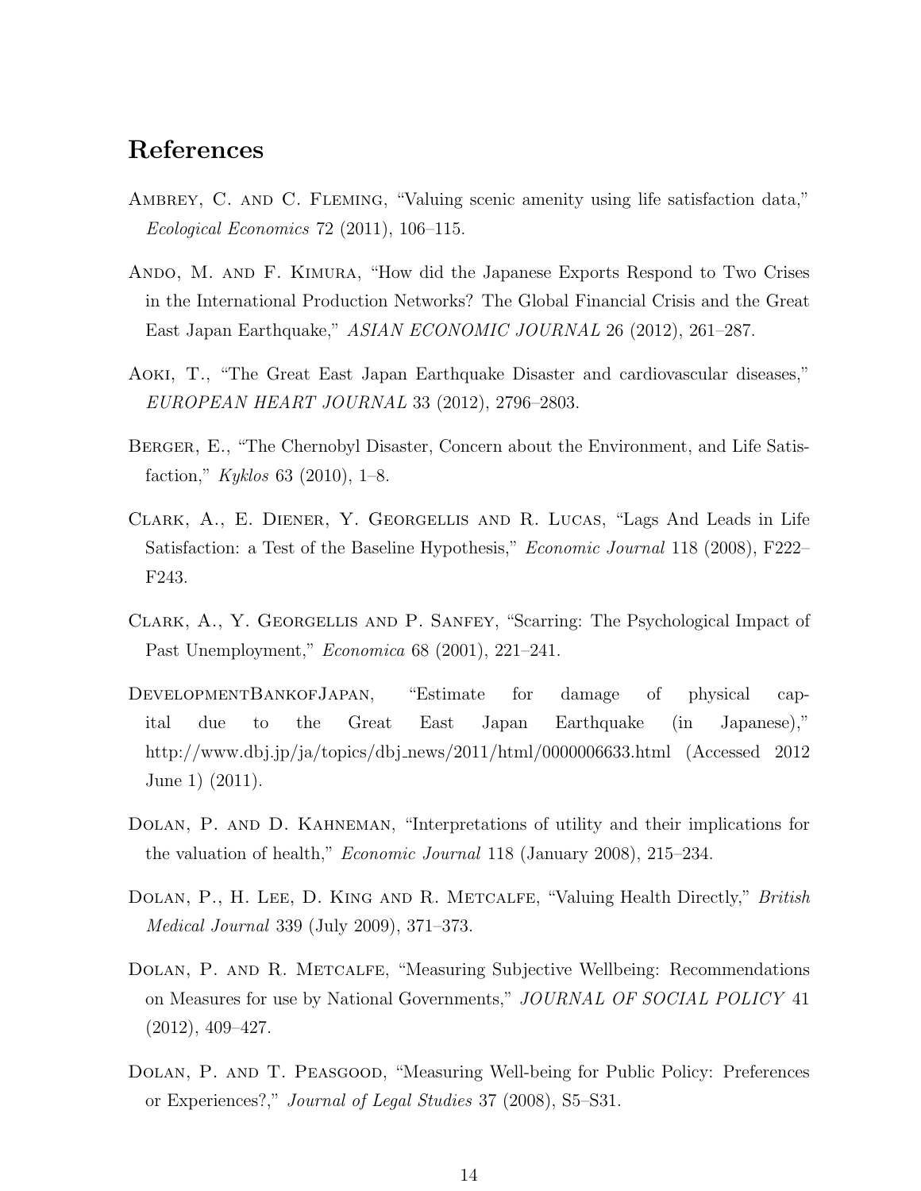## References

Ambrey, C. and C. Fleming, "Valuing scenic amenity using life satisfaction data," *Ecological Economics* 72 (2011), 106–115.

Ando, M. and F. Kimura, "How did the Japanese Exports Respond to Two Crises in the International Production Networks? The Global Financial Crisis and the Great East Japan Earthquake," *ASIAN ECONOMIC JOURNAL* 26 (2012), 261–287.

Aoki, T., "The Great East Japan Earthquake Disaster and cardiovascular diseases," *EUROPEAN HEART JOURNAL* 33 (2012), 2796–2803.

Berger, E., "The Chernobyl Disaster, Concern about the Environment, and Life Satisfaction," *Kyklos* 63 (2010), 1–8.

Clark, A., E. Diener, Y. Georgellis and R. Lucas, "Lags And Leads in Life Satisfaction: a Test of the Baseline Hypothesis," *Economic Journal* 118 (2008), F222–F243.

Clark, A., Y. Georgellis and P. Sanfey, "Scarring: The Psychological Impact of Past Unemployment," *Economica* 68 (2001), 221–241.

DevelopmentBankofJapan, "Estimate for damage of physical capital due to the Great East Japan Earthquake (in Japanese)," http://www.dbj.jp/ja/topics/dbj_news/2011/html/0000006633.html (Accessed 2012 June 1) (2011).

Dolan, P. and D. Kahneman, "Interpretations of utility and their implications for the valuation of health," *Economic Journal* 118 (January 2008), 215–234.

Dolan, P., H. Lee, D. King and R. Metcalfe, "Valuing Health Directly," *British Medical Journal* 339 (July 2009), 371–373.

Dolan, P. and R. Metcalfe, "Measuring Subjective Wellbeing: Recommendations on Measures for use by National Governments," *JOURNAL OF SOCIAL POLICY* 41 (2012), 409–427.

Dolan, P. and T. Peasgood, "Measuring Well-being for Public Policy: Preferences or Experiences?," *Journal of Legal Studies* 37 (2008), S5–S31.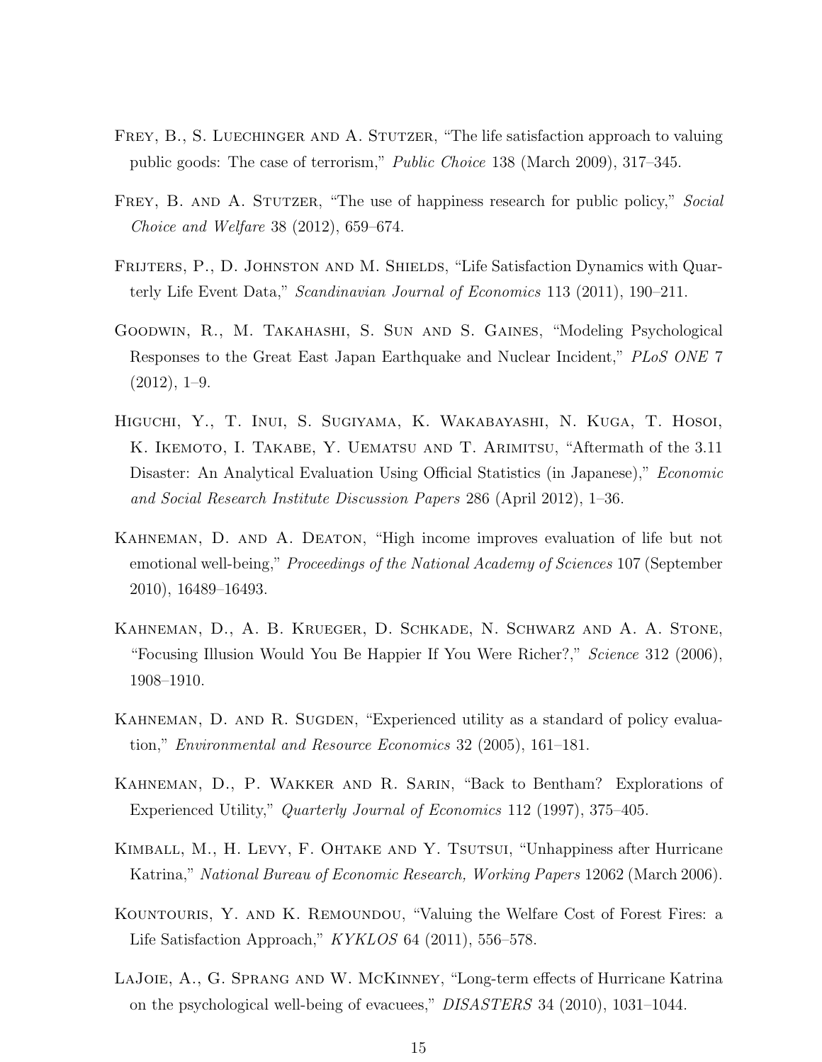Frey, B., S. Luechinger and A. Stutzer, "The life satisfaction approach to valuing public goods: The case of terrorism," *Public Choice* 138 (March 2009), 317–345.

Frey, B. and A. Stutzer, "The use of happiness research for public policy," *Social Choice and Welfare* 38 (2012), 659–674.

Frijters, P., D. Johnston and M. Shields, "Life Satisfaction Dynamics with Quarterly Life Event Data," *Scandinavian Journal of Economics* 113 (2011), 190–211.

Goodwin, R., M. Takahashi, S. Sun and S. Gaines, "Modeling Psychological Responses to the Great East Japan Earthquake and Nuclear Incident," *PLoS ONE* 7 (2012), 1–9.

Higuchi, Y., T. Inui, S. Sugiyama, K. Wakabayashi, N. Kuga, T. Hosoi, K. Ikemoto, I. Takabe, Y. Uematsu and T. Arimitsu, "Aftermath of the 3.11 Disaster: An Analytical Evaluation Using Official Statistics (in Japanese)," *Economic and Social Research Institute Discussion Papers* 286 (April 2012), 1–36.

Kahneman, D. and A. Deaton, "High income improves evaluation of life but not emotional well-being," *Proceedings of the National Academy of Sciences* 107 (September 2010), 16489–16493.

Kahneman, D., A. B. Krueger, D. Schkade, N. Schwarz and A. A. Stone, "Focusing Illusion Would You Be Happier If You Were Richer?," *Science* 312 (2006), 1908–1910.

Kahneman, D. and R. Sugden, "Experienced utility as a standard of policy evaluation," *Environmental and Resource Economics* 32 (2005), 161–181.

Kahneman, D., P. Wakker and R. Sarin, "Back to Bentham? Explorations of Experienced Utility," *Quarterly Journal of Economics* 112 (1997), 375–405.

Kimball, M., H. Levy, F. Ohtake and Y. Tsutsui, "Unhappiness after Hurricane Katrina," *National Bureau of Economic Research, Working Papers* 12062 (March 2006).

Kountouris, Y. and K. Remoundou, "Valuing the Welfare Cost of Forest Fires: a Life Satisfaction Approach," *KYKLOS* 64 (2011), 556–578.

LaJoie, A., G. Sprang and W. McKinney, "Long-term effects of Hurricane Katrina on the psychological well-being of evacuees," *DISASTERS* 34 (2010), 1031–1044.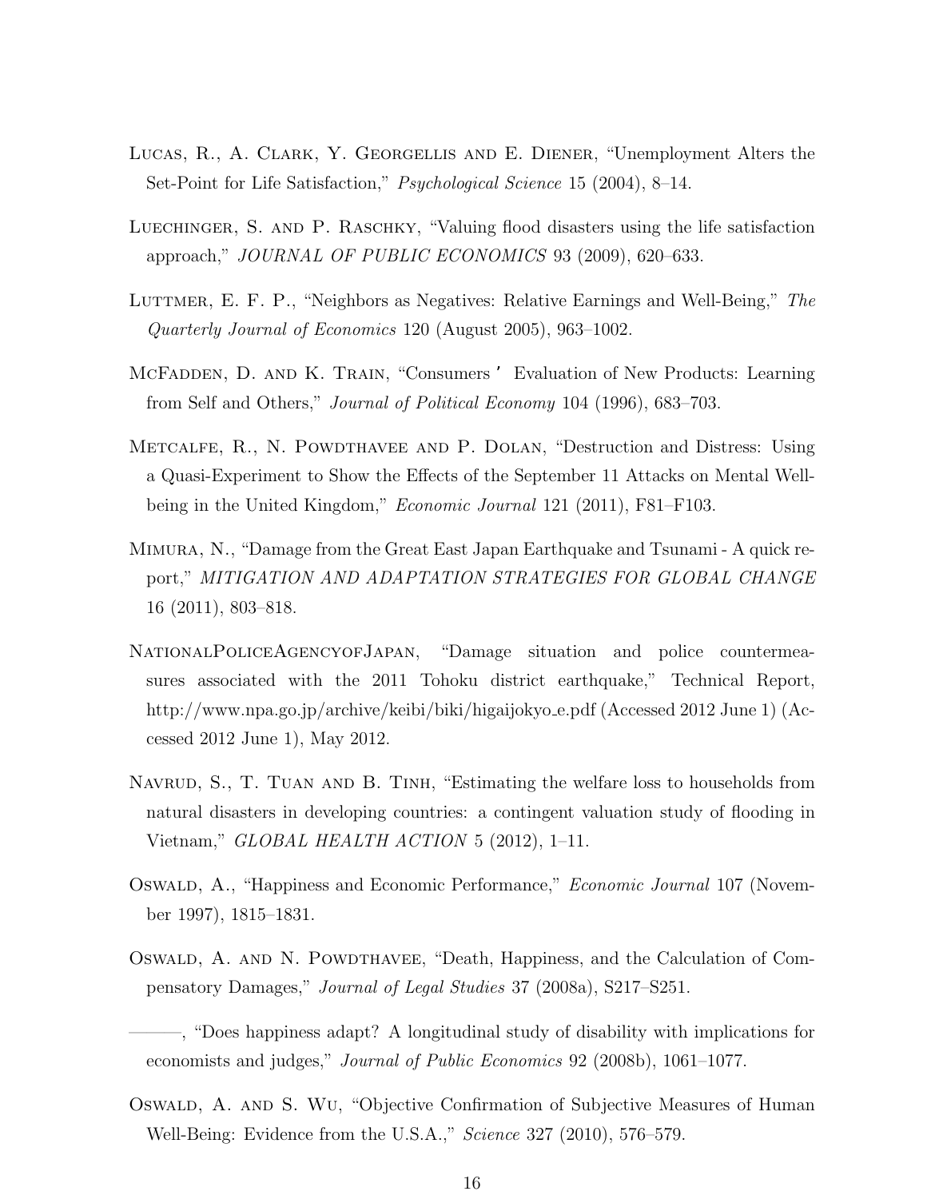Lucas, R., A. Clark, Y. Georgellis and E. Diener, "Unemployment Alters the Set-Point for Life Satisfaction," *Psychological Science* 15 (2004), 8–14.

Luechinger, S. and P. Raschky, "Valuing flood disasters using the life satisfaction approach," *JOURNAL OF PUBLIC ECONOMICS* 93 (2009), 620–633.

Luttmer, E. F. P., "Neighbors as Negatives: Relative Earnings and Well-Being," *The Quarterly Journal of Economics* 120 (August 2005), 963–1002.

McFadden, D. and K. Train, "Consumers ' Evaluation of New Products: Learning from Self and Others," *Journal of Political Economy* 104 (1996), 683–703.

Metcalfe, R., N. Powdthavee and P. Dolan, "Destruction and Distress: Using a Quasi-Experiment to Show the Effects of the September 11 Attacks on Mental Well-being in the United Kingdom," *Economic Journal* 121 (2011), F81–F103.

Mimura, N., "Damage from the Great East Japan Earthquake and Tsunami - A quick report," *MITIGATION AND ADAPTATION STRATEGIES FOR GLOBAL CHANGE* 16 (2011), 803–818.

NationalPoliceAgencyofJapan, "Damage situation and police countermeasures associated with the 2011 Tohoku district earthquake," Technical Report, http://www.npa.go.jp/archive/keibi/biki/higaijokyo_e.pdf (Accessed 2012 June 1) (Accessed 2012 June 1), May 2012.

Navrud, S., T. Tuan and B. Tinh, "Estimating the welfare loss to households from natural disasters in developing countries: a contingent valuation study of flooding in Vietnam," *GLOBAL HEALTH ACTION* 5 (2012), 1–11.

Oswald, A., "Happiness and Economic Performance," *Economic Journal* 107 (November 1997), 1815–1831.

Oswald, A. and N. Powdthavee, "Death, Happiness, and the Calculation of Compensatory Damages," *Journal of Legal Studies* 37 (2008a), S217–S251.

———, "Does happiness adapt? A longitudinal study of disability with implications for economists and judges," *Journal of Public Economics* 92 (2008b), 1061–1077.

Oswald, A. and S. Wu, "Objective Confirmation of Subjective Measures of Human Well-Being: Evidence from the U.S.A.," *Science* 327 (2010), 576–579.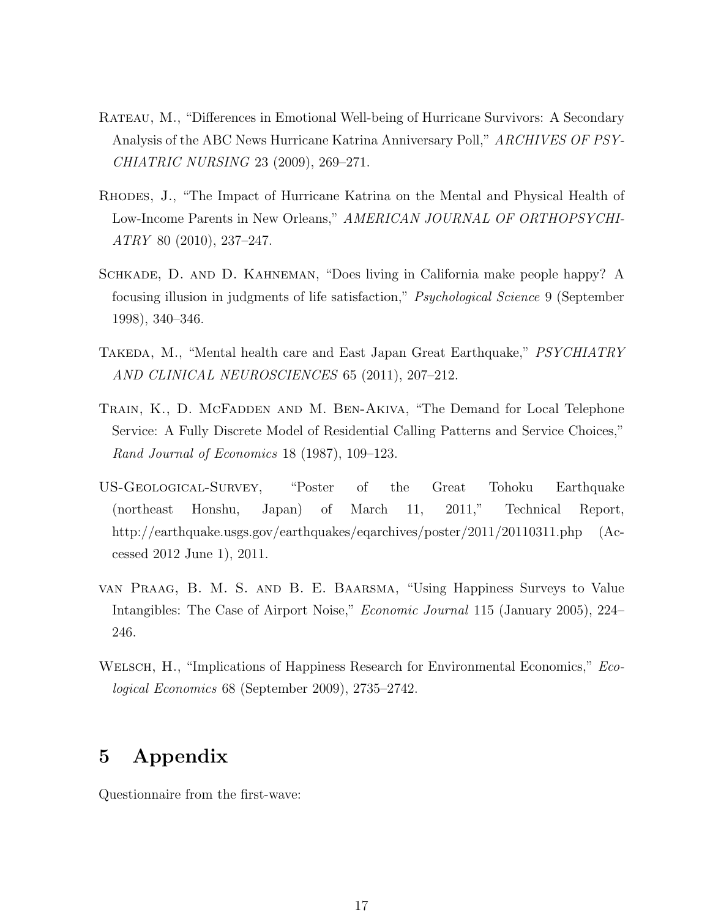Rateau, M., "Differences in Emotional Well-being of Hurricane Survivors: A Secondary Analysis of the ABC News Hurricane Katrina Anniversary Poll," *ARCHIVES OF PSYCHIATRIC NURSING* 23 (2009), 269–271.

Rhodes, J., "The Impact of Hurricane Katrina on the Mental and Physical Health of Low-Income Parents in New Orleans," *AMERICAN JOURNAL OF ORTHOPSYCHIATRY* 80 (2010), 237–247.

Schkade, D. and D. Kahneman, "Does living in California make people happy? A focusing illusion in judgments of life satisfaction," *Psychological Science* 9 (September 1998), 340–346.

Takeda, M., "Mental health care and East Japan Great Earthquake," *PSYCHIATRY AND CLINICAL NEUROSCIENCES* 65 (2011), 207–212.

Train, K., D. McFadden and M. Ben-Akiva, "The Demand for Local Telephone Service: A Fully Discrete Model of Residential Calling Patterns and Service Choices," *Rand Journal of Economics* 18 (1987), 109–123.

US-Geological-Survey, "Poster of the Great Tohoku Earthquake (northeast Honshu, Japan) of March 11, 2011," Technical Report, http://earthquake.usgs.gov/earthquakes/eqarchives/poster/2011/20110311.php (Accessed 2012 June 1), 2011.

van Praag, B. M. S. and B. E. Baarsma, "Using Happiness Surveys to Value Intangibles: The Case of Airport Noise," *Economic Journal* 115 (January 2005), 224–246.

Welsch, H., "Implications of Happiness Research for Environmental Economics," *Ecological Economics* 68 (September 2009), 2735–2742.

# 5 Appendix

Questionnaire from the first-wave: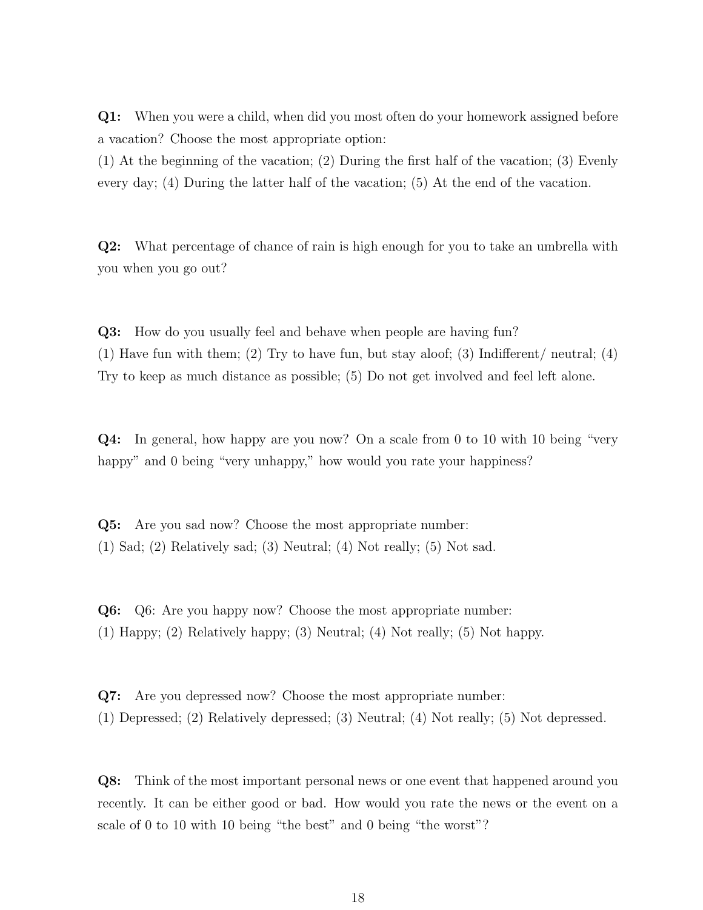**Q1:** When you were a child, when did you most often do your homework assigned before a vacation? Choose the most appropriate option:
(1) At the beginning of the vacation; (2) During the first half of the vacation; (3) Evenly every day; (4) During the latter half of the vacation; (5) At the end of the vacation.

**Q2:** What percentage of chance of rain is high enough for you to take an umbrella with you when you go out?

**Q3:** How do you usually feel and behave when people are having fun?
(1) Have fun with them; (2) Try to have fun, but stay aloof; (3) Indifferent/ neutral; (4) Try to keep as much distance as possible; (5) Do not get involved and feel left alone.

**Q4:** In general, how happy are you now? On a scale from 0 to 10 with 10 being "very happy" and 0 being "very unhappy," how would you rate your happiness?

**Q5:** Are you sad now? Choose the most appropriate number:
(1) Sad; (2) Relatively sad; (3) Neutral; (4) Not really; (5) Not sad.

**Q6:** Q6: Are you happy now? Choose the most appropriate number:
(1) Happy; (2) Relatively happy; (3) Neutral; (4) Not really; (5) Not happy.

**Q7:** Are you depressed now? Choose the most appropriate number:
(1) Depressed; (2) Relatively depressed; (3) Neutral; (4) Not really; (5) Not depressed.

**Q8:** Think of the most important personal news or one event that happened around you recently. It can be either good or bad. How would you rate the news or the event on a scale of 0 to 10 with 10 being "the best" and 0 being "the worst"?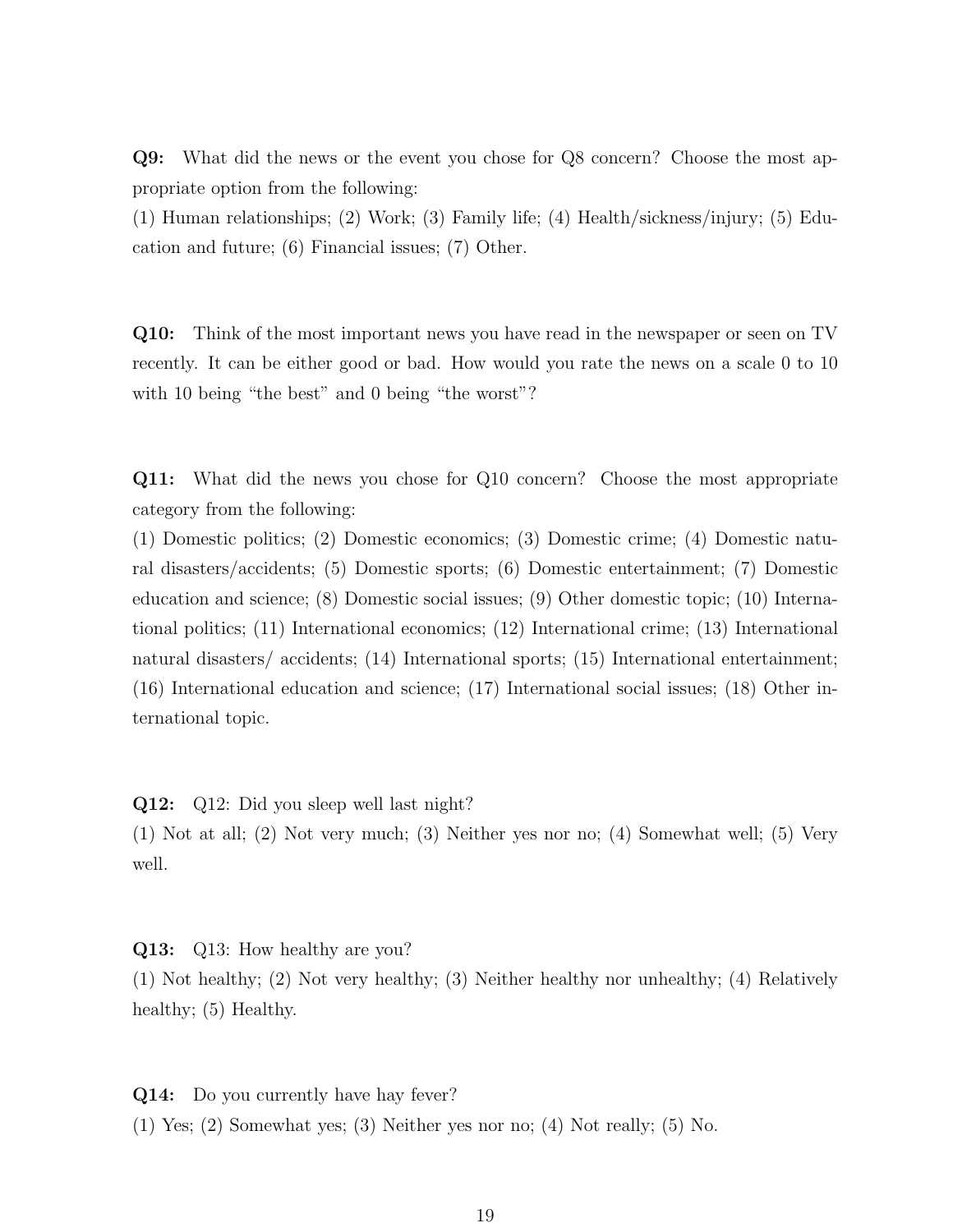**Q9:** What did the news or the event you chose for Q8 concern? Choose the most appropriate option from the following:
(1) Human relationships; (2) Work; (3) Family life; (4) Health/sickness/injury; (5) Education and future; (6) Financial issues; (7) Other.

**Q10:** Think of the most important news you have read in the newspaper or seen on TV recently. It can be either good or bad. How would you rate the news on a scale 0 to 10 with 10 being "the best" and 0 being "the worst"?

**Q11:** What did the news you chose for Q10 concern? Choose the most appropriate category from the following:
(1) Domestic politics; (2) Domestic economics; (3) Domestic crime; (4) Domestic natural disasters/accidents; (5) Domestic sports; (6) Domestic entertainment; (7) Domestic education and science; (8) Domestic social issues; (9) Other domestic topic; (10) International politics; (11) International economics; (12) International crime; (13) International natural disasters/ accidents; (14) International sports; (15) International entertainment; (16) International education and science; (17) International social issues; (18) Other international topic.

**Q12:** Q12: Did you sleep well last night?
(1) Not at all; (2) Not very much; (3) Neither yes nor no; (4) Somewhat well; (5) Very well.

**Q13:** Q13: How healthy are you?
(1) Not healthy; (2) Not very healthy; (3) Neither healthy nor unhealthy; (4) Relatively healthy; (5) Healthy.

**Q14:** Do you currently have hay fever?
(1) Yes; (2) Somewhat yes; (3) Neither yes nor no; (4) Not really; (5) No.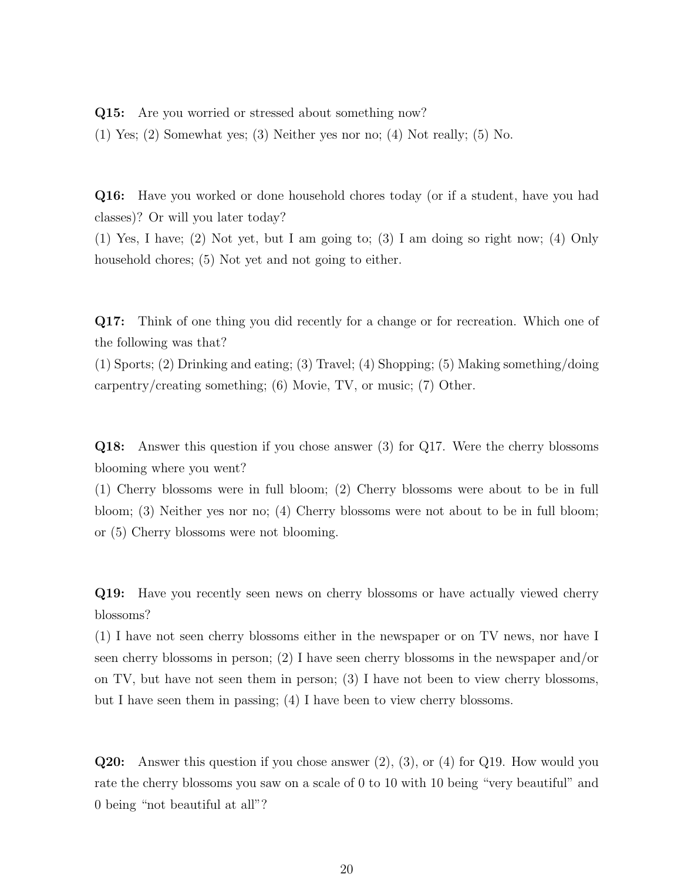**Q15:** Are you worried or stressed about something now?

(1) Yes; (2) Somewhat yes; (3) Neither yes nor no; (4) Not really; (5) No.

**Q16:** Have you worked or done household chores today (or if a student, have you had classes)? Or will you later today?

(1) Yes, I have; (2) Not yet, but I am going to; (3) I am doing so right now; (4) Only household chores; (5) Not yet and not going to either.

**Q17:** Think of one thing you did recently for a change or for recreation. Which one of the following was that?

(1) Sports; (2) Drinking and eating; (3) Travel; (4) Shopping; (5) Making something/doing carpentry/creating something; (6) Movie, TV, or music; (7) Other.

**Q18:** Answer this question if you chose answer (3) for Q17. Were the cherry blossoms blooming where you went?

(1) Cherry blossoms were in full bloom; (2) Cherry blossoms were about to be in full bloom; (3) Neither yes nor no; (4) Cherry blossoms were not about to be in full bloom; or (5) Cherry blossoms were not blooming.

**Q19:** Have you recently seen news on cherry blossoms or have actually viewed cherry blossoms?

(1) I have not seen cherry blossoms either in the newspaper or on TV news, nor have I seen cherry blossoms in person; (2) I have seen cherry blossoms in the newspaper and/or on TV, but have not seen them in person; (3) I have not been to view cherry blossoms, but I have seen them in passing; (4) I have been to view cherry blossoms.

**Q20:** Answer this question if you chose answer (2), (3), or (4) for Q19. How would you rate the cherry blossoms you saw on a scale of 0 to 10 with 10 being "very beautiful" and 0 being "not beautiful at all"?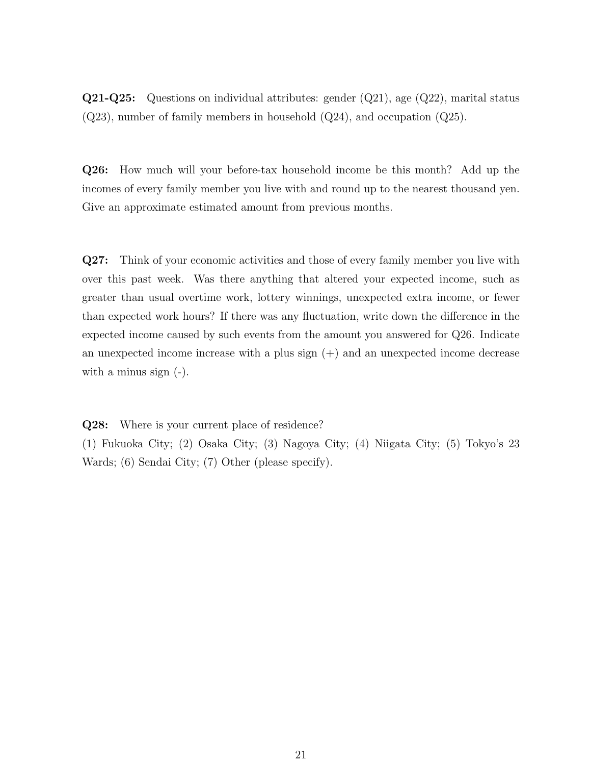**Q21-Q25:** Questions on individual attributes: gender (Q21), age (Q22), marital status (Q23), number of family members in household (Q24), and occupation (Q25).

**Q26:** How much will your before-tax household income be this month? Add up the incomes of every family member you live with and round up to the nearest thousand yen. Give an approximate estimated amount from previous months.

**Q27:** Think of your economic activities and those of every family member you live with over this past week. Was there anything that altered your expected income, such as greater than usual overtime work, lottery winnings, unexpected extra income, or fewer than expected work hours? If there was any fluctuation, write down the difference in the expected income caused by such events from the amount you answered for Q26. Indicate an unexpected income increase with a plus sign (+) and an unexpected income decrease with a minus sign (-).

**Q28:** Where is your current place of residence?
(1) Fukuoka City; (2) Osaka City; (3) Nagoya City; (4) Niigata City; (5) Tokyo's 23 Wards; (6) Sendai City; (7) Other (please specify).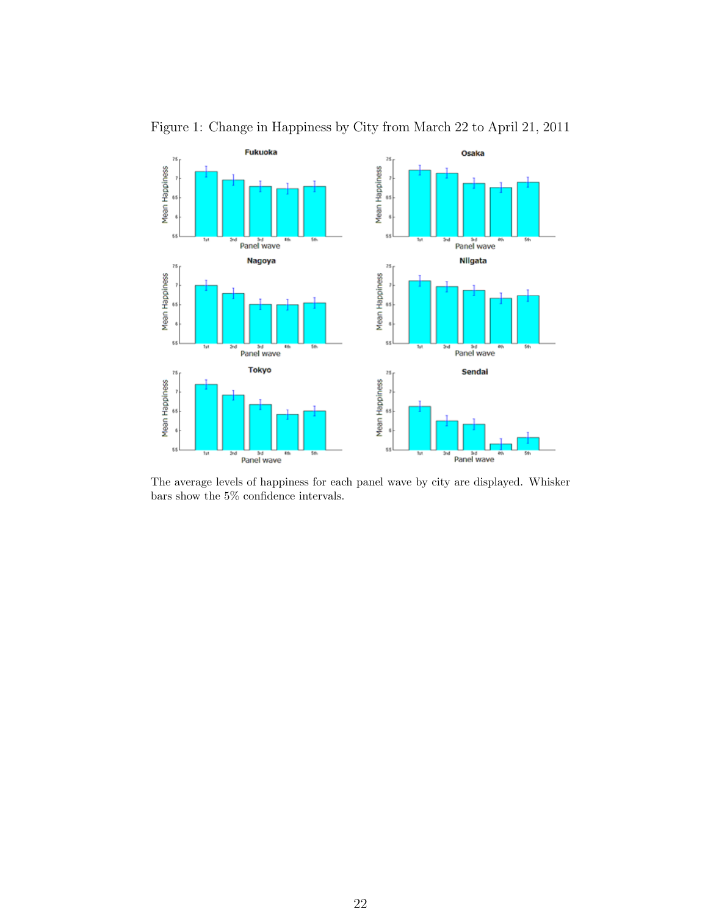Figure 1: Change in Happiness by City from March 22 to April 21, 2011

The average levels of happiness for each panel wave by city are displayed. Whisker bars show the 5% confidence intervals.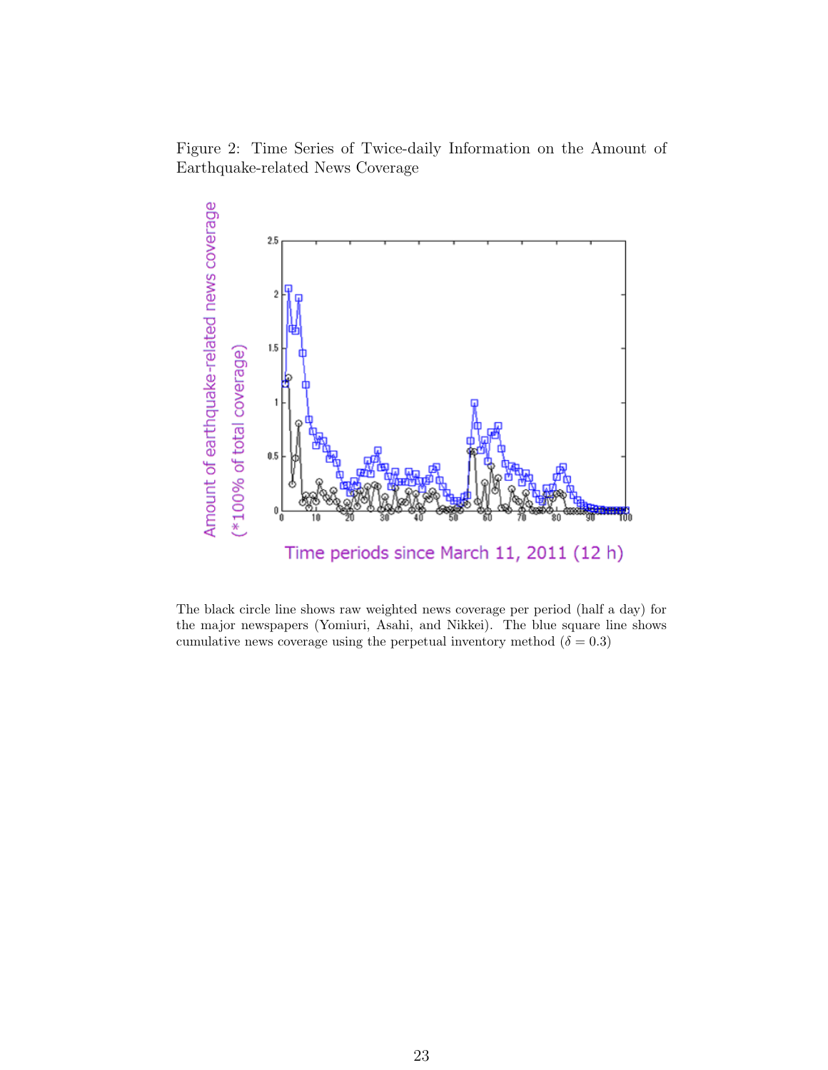Figure 2: Time Series of Twice-daily Information on the Amount of Earthquake-related News Coverage

The black circle line shows raw weighted news coverage per period (half a day) for the major newspapers (Yomiuri, Asahi, and Nikkei). The blue square line shows cumulative news coverage using the perpetual inventory method ($\delta = 0.3$)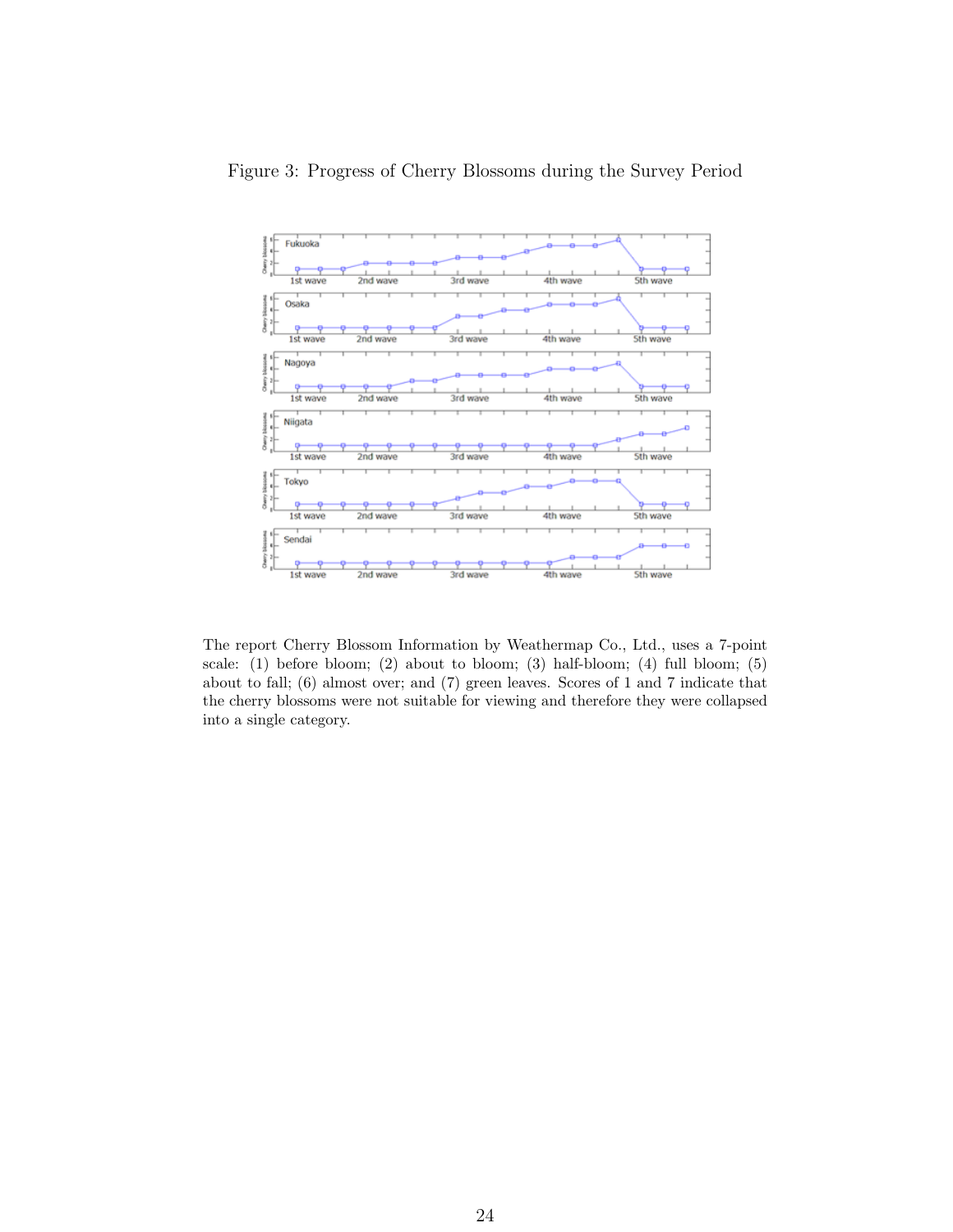Figure 3: Progress of Cherry Blossoms during the Survey Period

The report Cherry Blossom Information by Weathermap Co., Ltd., uses a 7-point scale: (1) before bloom; (2) about to bloom; (3) half-bloom; (4) full bloom; (5) about to fall; (6) almost over; and (7) green leaves. Scores of 1 and 7 indicate that the cherry blossoms were not suitable for viewing and therefore they were collapsed into a single category.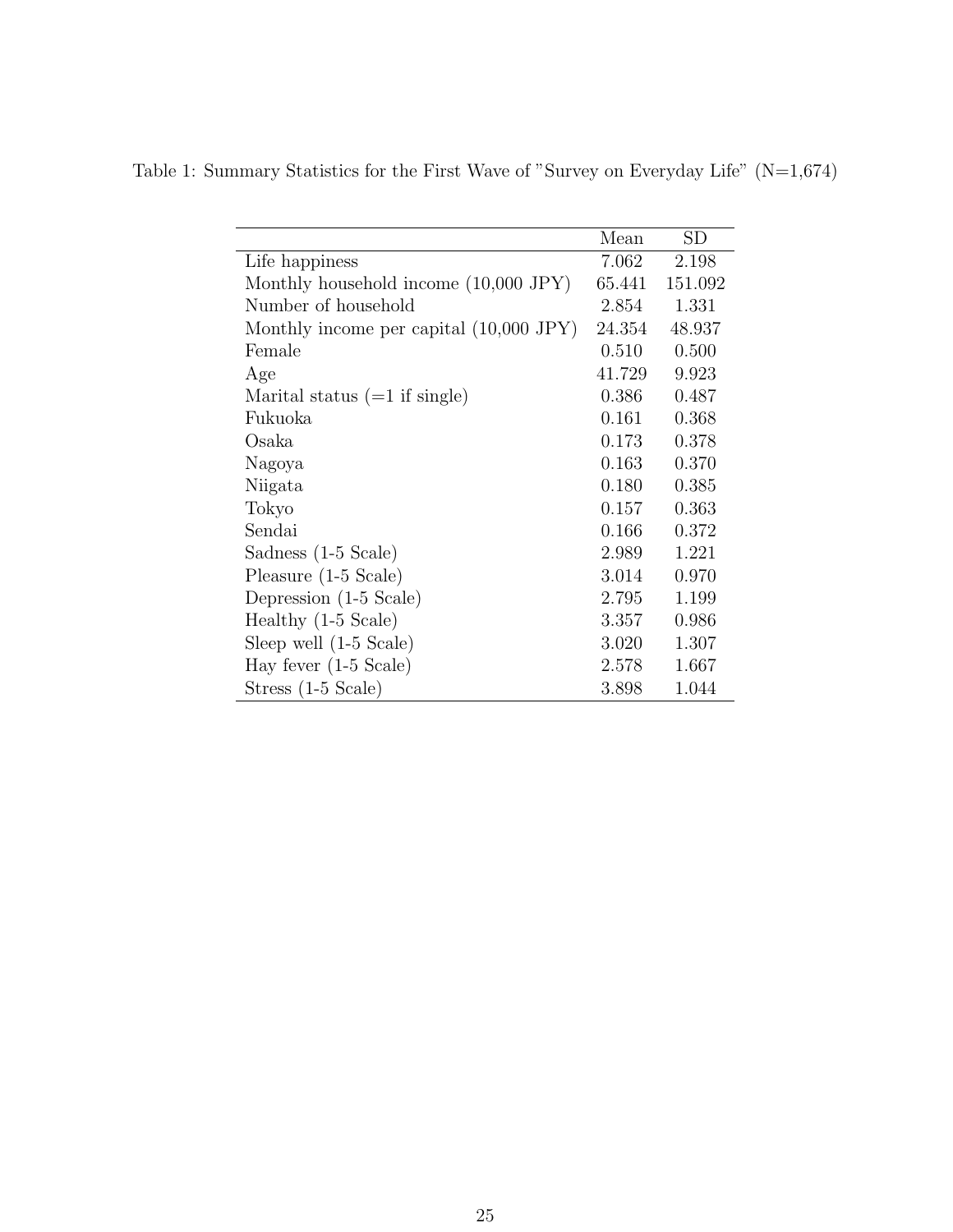Table 1: Summary Statistics for the First Wave of "Survey on Everyday Life" (N=1,674)

| | Mean | SD |
|---|---|---|
| Life happiness | 7.062 | 2.198 |
| Monthly household income (10,000 JPY) | 65.441 | 151.092 |
| Number of household | 2.854 | 1.331 |
| Monthly income per capital (10,000 JPY) | 24.354 | 48.937 |
| Female | 0.510 | 0.500 |
| Age | 41.729 | 9.923 |
| Marital status (=1 if single) | 0.386 | 0.487 |
| Fukuoka | 0.161 | 0.368 |
| Osaka | 0.173 | 0.378 |
| Nagoya | 0.163 | 0.370 |
| Niigata | 0.180 | 0.385 |
| Tokyo | 0.157 | 0.363 |
| Sendai | 0.166 | 0.372 |
| Sadness (1-5 Scale) | 2.989 | 1.221 |
| Pleasure (1-5 Scale) | 3.014 | 0.970 |
| Depression (1-5 Scale) | 2.795 | 1.199 |
| Healthy (1-5 Scale) | 3.357 | 0.986 |
| Sleep well (1-5 Scale) | 3.020 | 1.307 |
| Hay fever (1-5 Scale) | 2.578 | 1.667 |
| Stress (1-5 Scale) | 3.898 | 1.044 |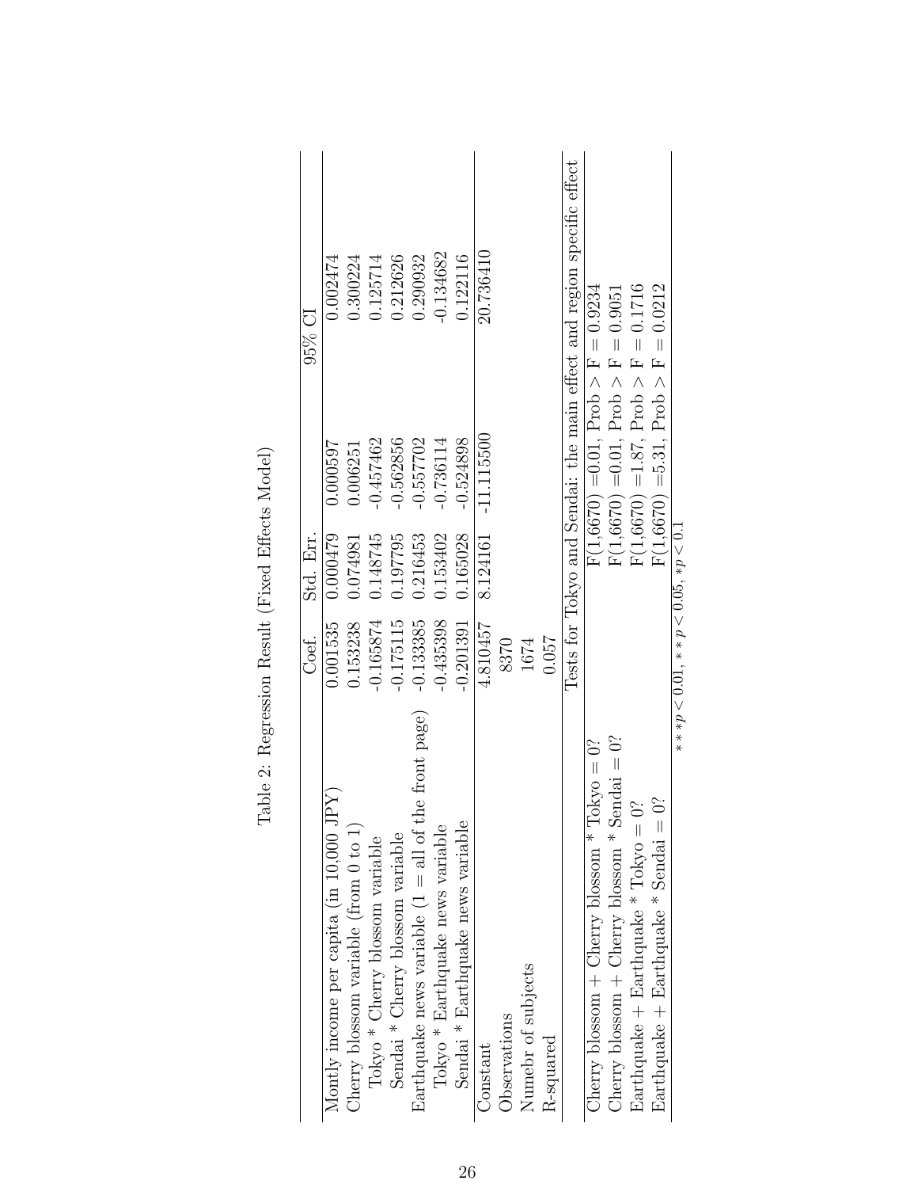Table 2: Regression Result (Fixed Effects Model)

| | Coef. | Std. Err. | 95% CI | |
|---|---|---|---|---|
| Montly income per capita (in 10,000 JPY) | 0.001535 | 0.000479 | 0.000597 | 0.002474 |
| Cherry blossom variable (from 0 to 1) | 0.153238 | 0.074981 | 0.006251 | 0.300224 |
| Tokyo * Cherry blossom variable | -0.165874 | 0.148745 | -0.457462 | 0.125714 |
| Sendai * Cherry blossom variable | -0.175115 | 0.197795 | -0.562856 | 0.212626 |
| Earthquake news variable (1 = all of the front page) | -0.133385 | 0.216453 | -0.557702 | 0.290932 |
| Tokyo * Earthquake news variable | -0.435398 | 0.153402 | -0.736114 | -0.134682 |
| Sendai * Earthquake news variable | -0.201391 | 0.165028 | -0.524898 | 0.122116 |
| Constant | 4.810457 | 8.124161 | -11.115500 | 20.736410 |
| Observations | 8370 | | | |
| Numebr of subjects | 1674 | | | |
| R-squared | 0.057 | | | |
| | Tests for Tokyo and Sendai: the main effect and region specific effect | | | |
| Cherry blossom + Cherry blossom * Tokyo = 0? | $F(1,6670) = 0.01$, Prob > F = 0.9234 | | | |
| Cherry blossom + Cherry blossom * Sendai = 0? | $F(1,6670) = 0.01$, Prob > F = 0.9051 | | | |
| Earthquake + Earthquake * Tokyo = 0? | $F(1,6670) = 1.87$, Prob > F = 0.1716 | | | |
| Earthquake + Earthquake * Sendai = 0? | $F(1,6670) = 5.31$, Prob > F = 0.0212 | | | |

$***p < 0.01$, $**p < 0.05$, $*p < 0.1$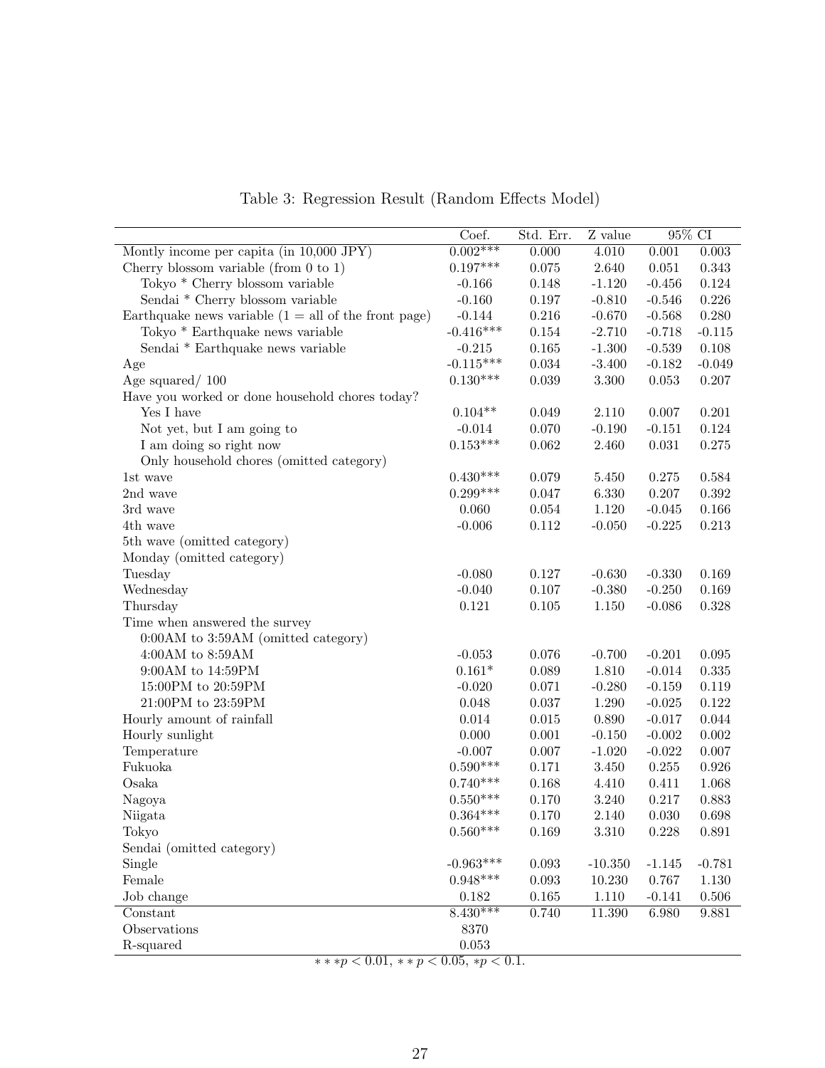Table 3: Regression Result (Random Effects Model)

| | Coef. | Std. Err. | Z value | 95% CI | |
|---|---|---|---|---|---|
| Montly income per capita (in 10,000 JPY) | 0.002*** | 0.000 | 4.010 | 0.001 | 0.003 |
| Cherry blossom variable (from 0 to 1) | 0.197*** | 0.075 | 2.640 | 0.051 | 0.343 |
| Tokyo * Cherry blossom variable | -0.166 | 0.148 | -1.120 | -0.456 | 0.124 |
| Sendai * Cherry blossom variable | -0.160 | 0.197 | -0.810 | -0.546 | 0.226 |
| Earthquake news variable (1 = all of the front page) | -0.144 | 0.216 | -0.670 | -0.568 | 0.280 |
| Tokyo * Earthquake news variable | -0.416*** | 0.154 | -2.710 | -0.718 | -0.115 |
| Sendai * Earthquake news variable | -0.215 | 0.165 | -1.300 | -0.539 | 0.108 |
| Age | -0.115*** | 0.034 | -3.400 | -0.182 | -0.049 |
| Age squared/ 100 | 0.130*** | 0.039 | 3.300 | 0.053 | 0.207 |
| Have you worked or done household chores today? | | | | | |
| Yes I have | 0.104** | 0.049 | 2.110 | 0.007 | 0.201 |
| Not yet, but I am going to | -0.014 | 0.070 | -0.190 | -0.151 | 0.124 |
| I am doing so right now | 0.153*** | 0.062 | 2.460 | 0.031 | 0.275 |
| Only household chores (omitted category) | | | | | |
| 1st wave | 0.430*** | 0.079 | 5.450 | 0.275 | 0.584 |
| 2nd wave | 0.299*** | 0.047 | 6.330 | 0.207 | 0.392 |
| 3rd wave | 0.060 | 0.054 | 1.120 | -0.045 | 0.166 |
| 4th wave | -0.006 | 0.112 | -0.050 | -0.225 | 0.213 |
| 5th wave (omitted category) | | | | | |
| Monday (omitted category) | | | | | |
| Tuesday | -0.080 | 0.127 | -0.630 | -0.330 | 0.169 |
| Wednesday | -0.040 | 0.107 | -0.380 | -0.250 | 0.169 |
| Thursday | 0.121 | 0.105 | 1.150 | -0.086 | 0.328 |
| Time when answered the survey | | | | | |
| 0:00AM to 3:59AM (omitted category) | | | | | |
| 4:00AM to 8:59AM | -0.053 | 0.076 | -0.700 | -0.201 | 0.095 |
| 9:00AM to 14:59PM | 0.161* | 0.089 | 1.810 | -0.014 | 0.335 |
| 15:00PM to 20:59PM | -0.020 | 0.071 | -0.280 | -0.159 | 0.119 |
| 21:00PM to 23:59PM | 0.048 | 0.037 | 1.290 | -0.025 | 0.122 |
| Hourly amount of rainfall | 0.014 | 0.015 | 0.890 | -0.017 | 0.044 |
| Hourly sunlight | 0.000 | 0.001 | -0.150 | -0.002 | 0.002 |
| Temperature | -0.007 | 0.007 | -1.020 | -0.022 | 0.007 |
| Fukuoka | 0.590*** | 0.171 | 3.450 | 0.255 | 0.926 |
| Osaka | 0.740*** | 0.168 | 4.410 | 0.411 | 1.068 |
| Nagoya | 0.550*** | 0.170 | 3.240 | 0.217 | 0.883 |
| Niigata | 0.364*** | 0.170 | 2.140 | 0.030 | 0.698 |
| Tokyo | 0.560*** | 0.169 | 3.310 | 0.228 | 0.891 |
| Sendai (omitted category) | | | | | |
| Single | -0.963*** | 0.093 | -10.350 | -1.145 | -0.781 |
| Female | 0.948*** | 0.093 | 10.230 | 0.767 | 1.130 |
| Job change | 0.182 | 0.165 | 1.110 | -0.141 | 0.506 |
| Constant | 8.430*** | 0.740 | 11.390 | 6.980 | 9.881 |
| Observations | 8370 | | | | |
| R-squared | 0.053 | | | | |

$***p < 0.01$, $**p < 0.05$, $*p < 0.1$.